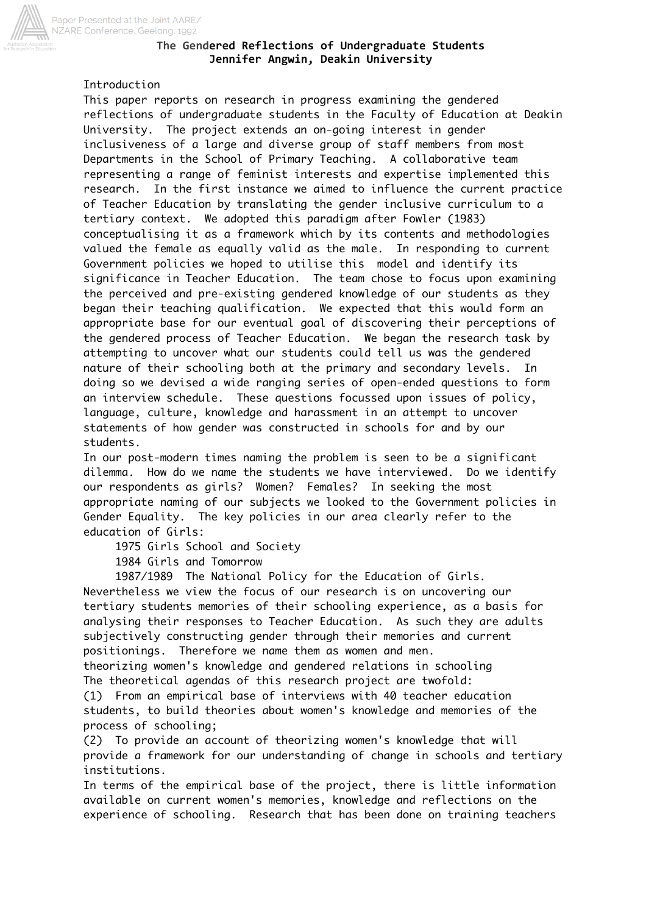# The Gendered Reflections of Undergraduate Students

**Jennifer Angwin, Deakin University**

Introduction

This paper reports on research in progress examining the gendered reflections of undergraduate students in the Faculty of Education at Deakin University. The project extends an on-going interest in gender inclusiveness of a large and diverse group of staff members from most Departments in the School of Primary Teaching. A collaborative team representing a range of feminist interests and expertise implemented this research. In the first instance we aimed to influence the current practice of Teacher Education by translating the gender inclusive curriculum to a tertiary context. We adopted this paradigm after Fowler (1983) conceptualising it as a framework which by its contents and methodologies valued the female as equally valid as the male. In responding to current Government policies we hoped to utilise this model and identify its significance in Teacher Education. The team chose to focus upon examining the perceived and pre-existing gendered knowledge of our students as they began their teaching qualification. We expected that this would form an appropriate base for our eventual goal of discovering their perceptions of the gendered process of Teacher Education. We began the research task by attempting to uncover what our students could tell us was the gendered nature of their schooling both at the primary and secondary levels. In doing so we devised a wide ranging series of open-ended questions to form an interview schedule. These questions focussed upon issues of policy, language, culture, knowledge and harassment in an attempt to uncover statements of how gender was constructed in schools for and by our students.

In our post-modern times naming the problem is seen to be a significant dilemma. How do we name the students we have interviewed. Do we identify our respondents as girls? Women? Females? In seeking the most appropriate naming of our subjects we looked to the Government policies in Gender Equality. The key policies in our area clearly refer to the education of Girls:

1975 Girls School and Society
1984 Girls and Tomorrow
1987/1989 The National Policy for the Education of Girls.

Nevertheless we view the focus of our research is on uncovering our tertiary students memories of their schooling experience, as a basis for analysing their responses to Teacher Education. As such they are adults subjectively constructing gender through their memories and current positionings. Therefore we name them as women and men.

theorizing women's knowledge and gendered relations in schooling

The theoretical agendas of this research project are twofold:

(1) From an empirical base of interviews with 40 teacher education students, to build theories about women's knowledge and memories of the process of schooling;

(2) To provide an account of theorizing women's knowledge that will provide a framework for our understanding of change in schools and tertiary institutions.

In terms of the empirical base of the project, there is little information available on current women's memories, knowledge and reflections on the experience of schooling. Research that has been done on training teachers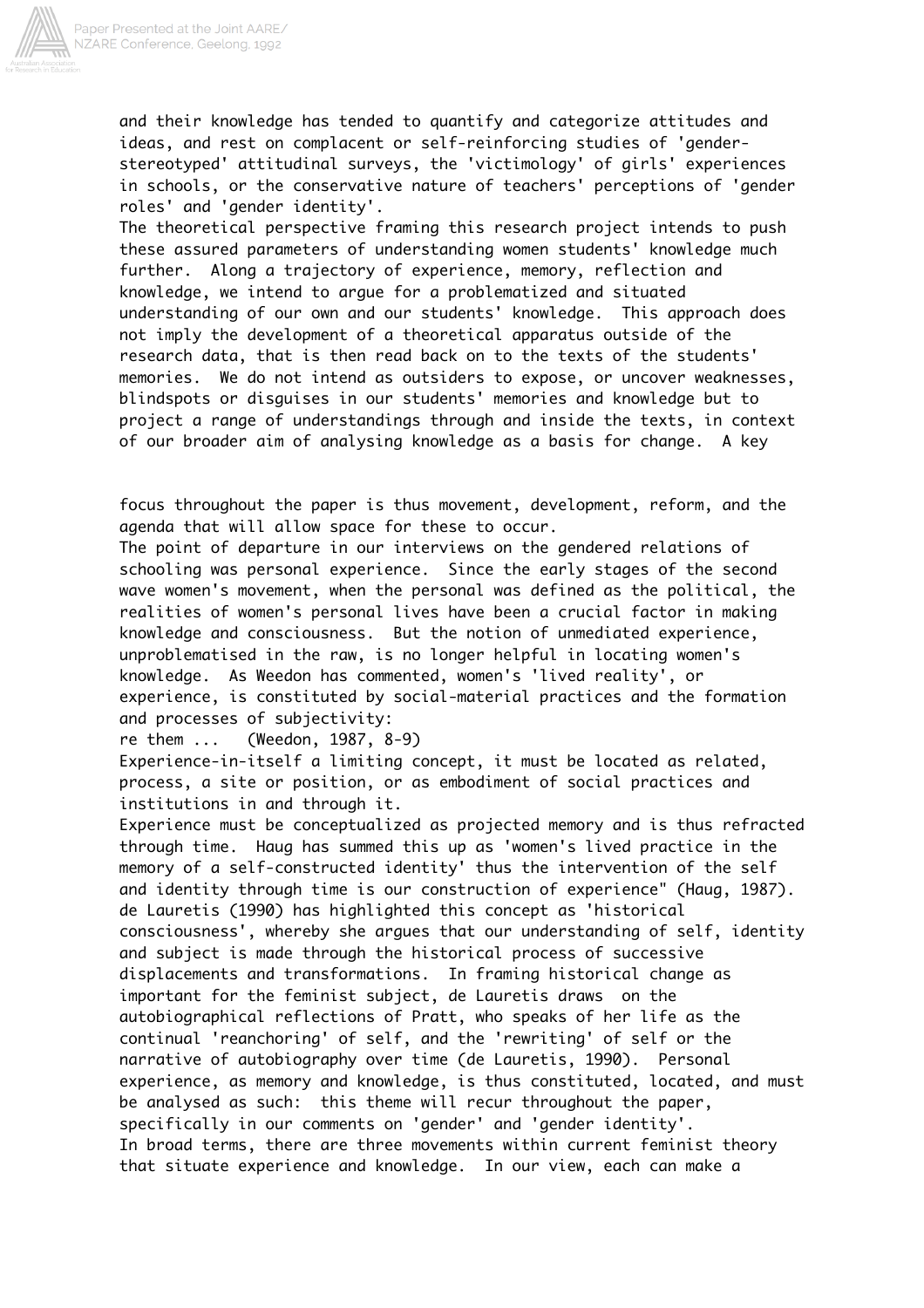and their knowledge has tended to quantify and categorize attitudes and ideas, and rest on complacent or self-reinforcing studies of 'gender-stereotyped' attitudinal surveys, the 'victimology' of girls' experiences in schools, or the conservative nature of teachers' perceptions of 'gender roles' and 'gender identity'.

The theoretical perspective framing this research project intends to push these assured parameters of understanding women students' knowledge much further. Along a trajectory of experience, memory, reflection and knowledge, we intend to argue for a problematized and situated understanding of our own and our students' knowledge. This approach does not imply the development of a theoretical apparatus outside of the research data, that is then read back on to the texts of the students' memories. We do not intend as outsiders to expose, or uncover weaknesses, blindspots or disguises in our students' memories and knowledge but to project a range of understandings through and inside the texts, in context of our broader aim of analysing knowledge as a basis for change. A key

focus throughout the paper is thus movement, development, reform, and the agenda that will allow space for these to occur.

The point of departure in our interviews on the gendered relations of schooling was personal experience. Since the early stages of the second wave women's movement, when the personal was defined as the political, the realities of women's personal lives have been a crucial factor in making knowledge and consciousness. But the notion of unmediated experience, unproblematised in the raw, is no longer helpful in locating women's knowledge. As Weedon has commented, women's 'lived reality', or experience, is constituted by social-material practices and the formation and processes of subjectivity:

re them ... (Weedon, 1987, 8-9)

Experience-in-itself a limiting concept, it must be located as related, process, a site or position, or as embodiment of social practices and institutions in and through it.

Experience must be conceptualized as projected memory and is thus refracted through time. Haug has summed this up as 'women's lived practice in the memory of a self-constructed identity' thus the intervention of the self and identity through time is our construction of experience" (Haug, 1987). de Lauretis (1990) has highlighted this concept as 'historical consciousness', whereby she argues that our understanding of self, identity and subject is made through the historical process of successive displacements and transformations. In framing historical change as important for the feminist subject, de Lauretis draws on the autobiographical reflections of Pratt, who speaks of her life as the continual 'reanchoring' of self, and the 'rewriting' of self or the narrative of autobiography over time (de Lauretis, 1990). Personal experience, as memory and knowledge, is thus constituted, located, and must be analysed as such: this theme will recur throughout the paper, specifically in our comments on 'gender' and 'gender identity'.

In broad terms, there are three movements within current feminist theory that situate experience and knowledge. In our view, each can make a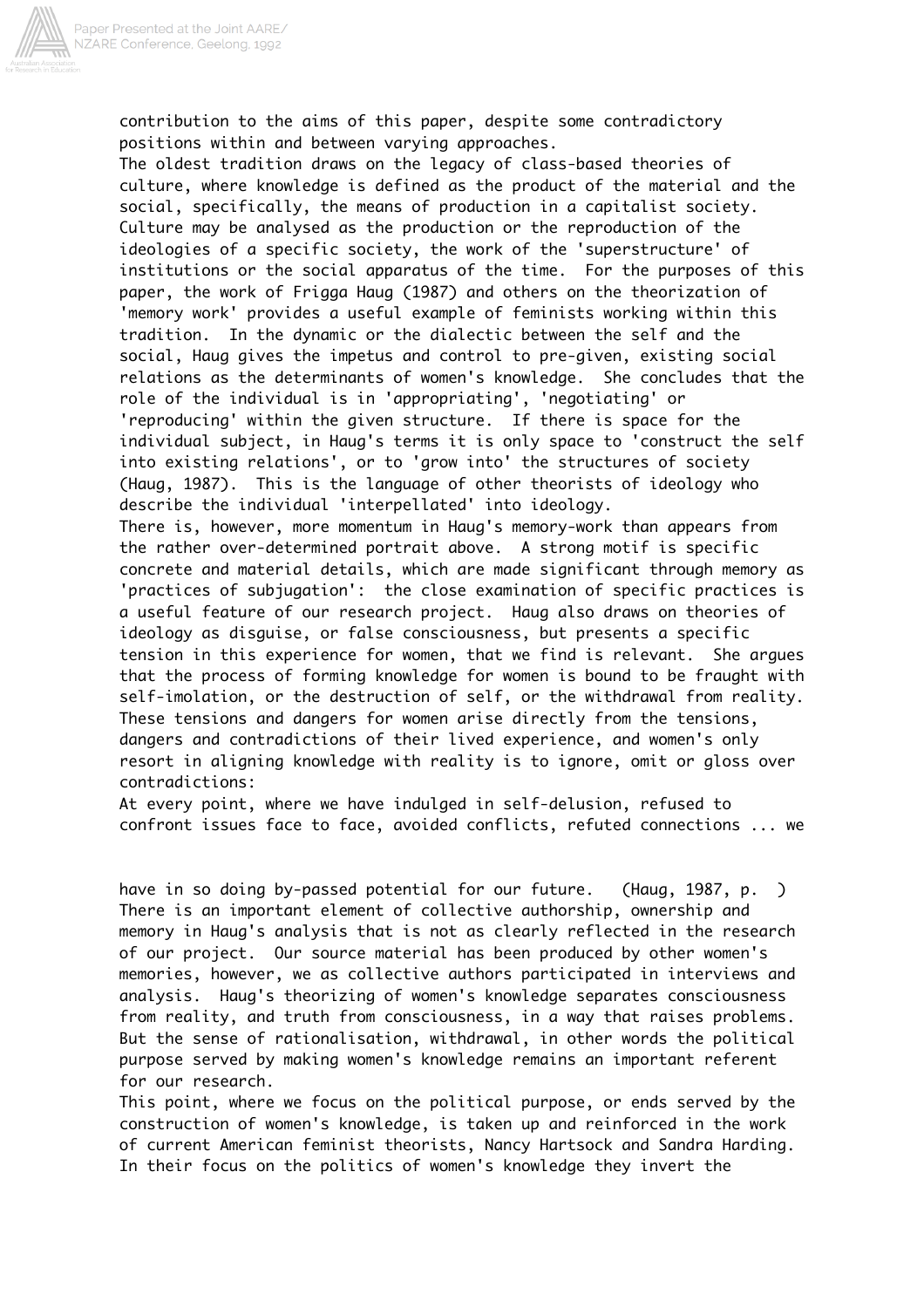contribution to the aims of this paper, despite some contradictory positions within and between varying approaches.

The oldest tradition draws on the legacy of class-based theories of culture, where knowledge is defined as the product of the material and the social, specifically, the means of production in a capitalist society. Culture may be analysed as the production or the reproduction of the ideologies of a specific society, the work of the 'superstructure' of institutions or the social apparatus of the time. For the purposes of this paper, the work of Frigga Haug (1987) and others on the theorization of 'memory work' provides a useful example of feminists working within this tradition. In the dynamic or the dialectic between the self and the social, Haug gives the impetus and control to pre-given, existing social relations as the determinants of women's knowledge. She concludes that the role of the individual is in 'appropriating', 'negotiating' or 'reproducing' within the given structure. If there is space for the individual subject, in Haug's terms it is only space to 'construct the self into existing relations', or to 'grow into' the structures of society (Haug, 1987). This is the language of other theorists of ideology who describe the individual 'interpellated' into ideology.

There is, however, more momentum in Haug's memory-work than appears from the rather over-determined portrait above. A strong motif is specific concrete and material details, which are made significant through memory as 'practices of subjugation': the close examination of specific practices is a useful feature of our research project. Haug also draws on theories of ideology as disguise, or false consciousness, but presents a specific tension in this experience for women, that we find is relevant. She argues that the process of forming knowledge for women is bound to be fraught with self-imolation, or the destruction of self, or the withdrawal from reality. These tensions and dangers for women arise directly from the tensions, dangers and contradictions of their lived experience, and women's only resort in aligning knowledge with reality is to ignore, omit or gloss over contradictions:

At every point, where we have indulged in self-delusion, refused to confront issues face to face, avoided conflicts, refuted connections ... we have in so doing by-passed potential for our future. (Haug, 1987, p. )

There is an important element of collective authorship, ownership and memory in Haug's analysis that is not as clearly reflected in the research of our project. Our source material has been produced by other women's memories, however, we as collective authors participated in interviews and analysis. Haug's theorizing of women's knowledge separates consciousness from reality, and truth from consciousness, in a way that raises problems. But the sense of rationalisation, withdrawal, in other words the political purpose served by making women's knowledge remains an important referent for our research.

This point, where we focus on the political purpose, or ends served by the construction of women's knowledge, is taken up and reinforced in the work of current American feminist theorists, Nancy Hartsock and Sandra Harding. In their focus on the politics of women's knowledge they invert the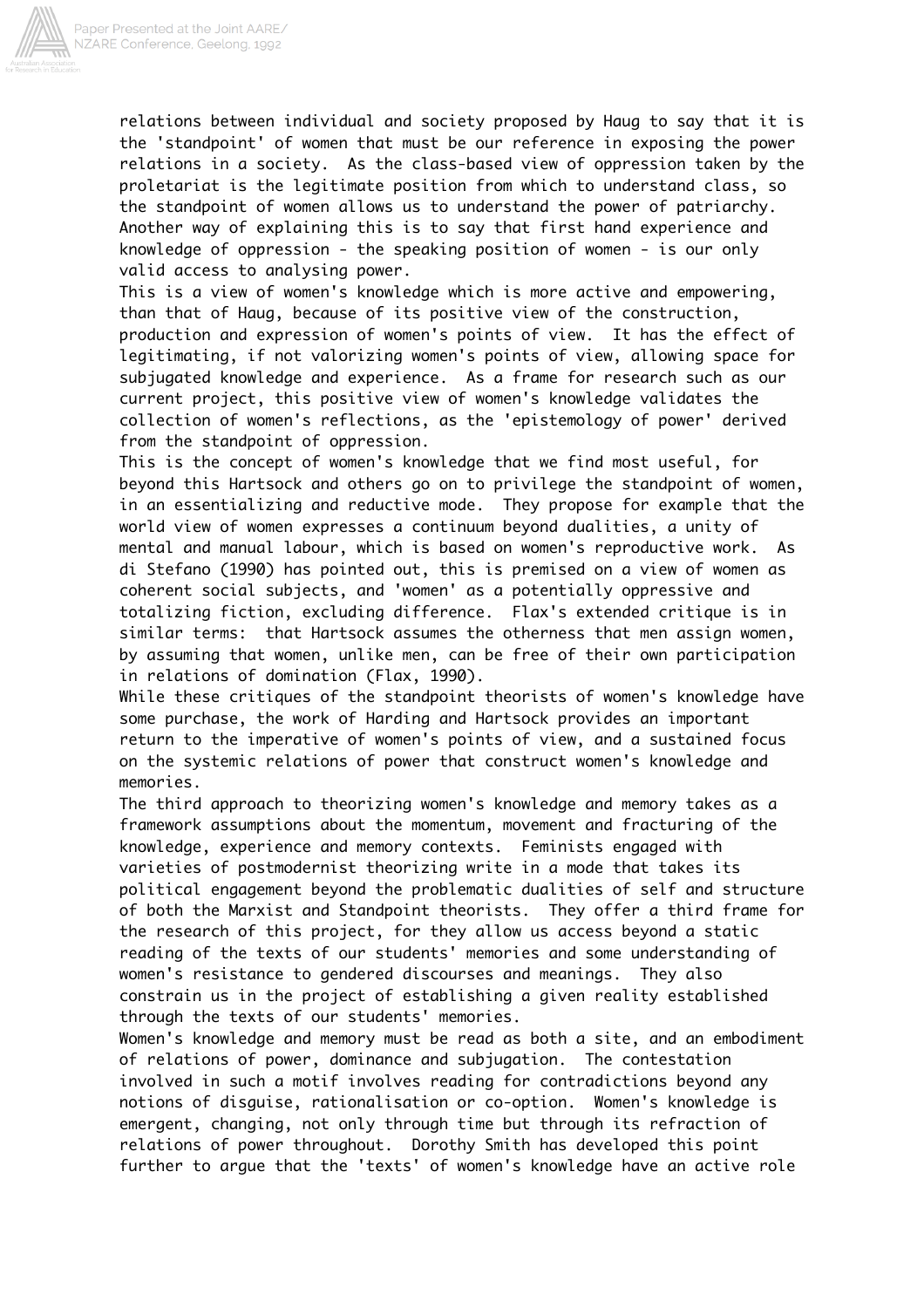relations between individual and society proposed by Haug to say that it is the 'standpoint' of women that must be our reference in exposing the power relations in a society. As the class-based view of oppression taken by the proletariat is the legitimate position from which to understand class, so the standpoint of women allows us to understand the power of patriarchy. Another way of explaining this is to say that first hand experience and knowledge of oppression - the speaking position of women - is our only valid access to analysing power.

This is a view of women's knowledge which is more active and empowering, than that of Haug, because of its positive view of the construction, production and expression of women's points of view. It has the effect of legitimating, if not valorizing women's points of view, allowing space for subjugated knowledge and experience. As a frame for research such as our current project, this positive view of women's knowledge validates the collection of women's reflections, as the 'epistemology of power' derived from the standpoint of oppression.

This is the concept of women's knowledge that we find most useful, for beyond this Hartsock and others go on to privilege the standpoint of women, in an essentializing and reductive mode. They propose for example that the world view of women expresses a continuum beyond dualities, a unity of mental and manual labour, which is based on women's reproductive work. As di Stefano (1990) has pointed out, this is premised on a view of women as coherent social subjects, and 'women' as a potentially oppressive and totalizing fiction, excluding difference. Flax's extended critique is in similar terms: that Hartsock assumes the otherness that men assign women, by assuming that women, unlike men, can be free of their own participation in relations of domination (Flax, 1990).

While these critiques of the standpoint theorists of women's knowledge have some purchase, the work of Harding and Hartsock provides an important return to the imperative of women's points of view, and a sustained focus on the systemic relations of power that construct women's knowledge and memories.

The third approach to theorizing women's knowledge and memory takes as a framework assumptions about the momentum, movement and fracturing of the knowledge, experience and memory contexts. Feminists engaged with varieties of postmodernist theorizing write in a mode that takes its political engagement beyond the problematic dualities of self and structure of both the Marxist and Standpoint theorists. They offer a third frame for the research of this project, for they allow us access beyond a static reading of the texts of our students' memories and some understanding of women's resistance to gendered discourses and meanings. They also constrain us in the project of establishing a given reality established through the texts of our students' memories.

Women's knowledge and memory must be read as both a site, and an embodiment of relations of power, dominance and subjugation. The contestation involved in such a motif involves reading for contradictions beyond any notions of disguise, rationalisation or co-option. Women's knowledge is emergent, changing, not only through time but through its refraction of relations of power throughout. Dorothy Smith has developed this point further to argue that the 'texts' of women's knowledge have an active role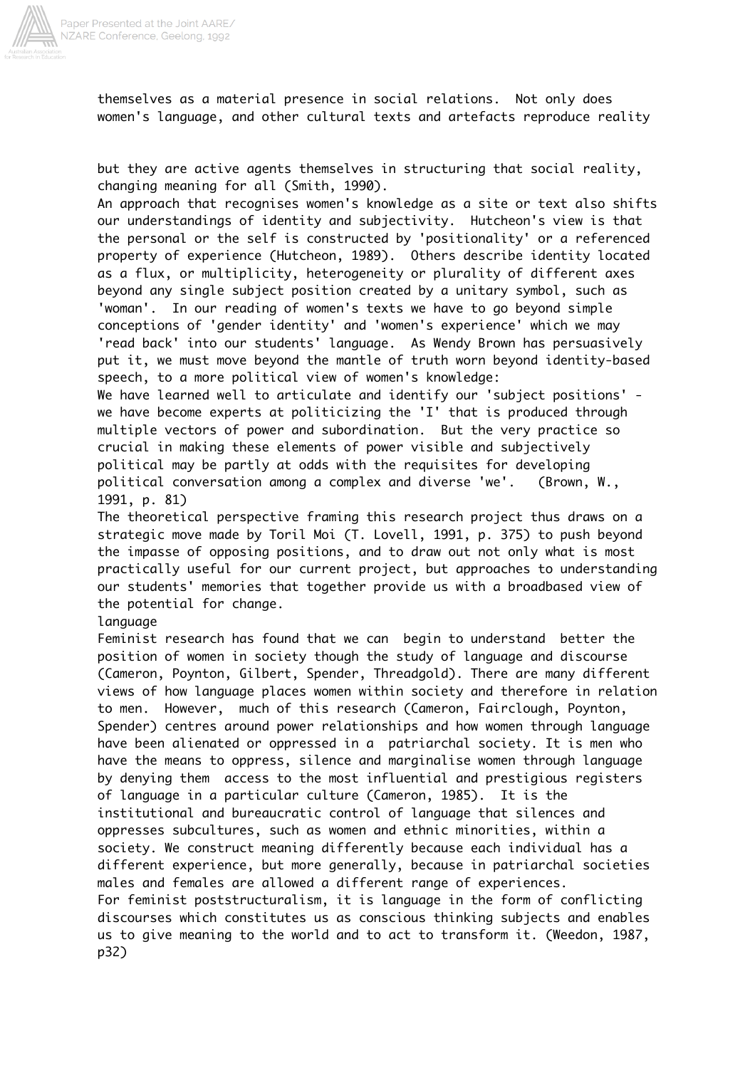themselves as a material presence in social relations. Not only does women's language, and other cultural texts and artefacts reproduce reality

but they are active agents themselves in structuring that social reality, changing meaning for all (Smith, 1990).

An approach that recognises women's knowledge as a site or text also shifts our understandings of identity and subjectivity. Hutcheon's view is that the personal or the self is constructed by 'positionality' or a referenced property of experience (Hutcheon, 1989). Others describe identity located as a flux, or multiplicity, heterogeneity or plurality of different axes beyond any single subject position created by a unitary symbol, such as 'woman'. In our reading of women's texts we have to go beyond simple conceptions of 'gender identity' and 'women's experience' which we may 'read back' into our students' language. As Wendy Brown has persuasively put it, we must move beyond the mantle of truth worn beyond identity-based speech, to a more political view of women's knowledge:

We have learned well to articulate and identify our 'subject positions' - we have become experts at politicizing the 'I' that is produced through multiple vectors of power and subordination. But the very practice so crucial in making these elements of power visible and subjectively political may be partly at odds with the requisites for developing political conversation among a complex and diverse 'we'. (Brown, W., 1991, p. 81)

The theoretical perspective framing this research project thus draws on a strategic move made by Toril Moi (T. Lovell, 1991, p. 375) to push beyond the impasse of opposing positions, and to draw out not only what is most practically useful for our current project, but approaches to understanding our students' memories that together provide us with a broadbased view of the potential for change.

language

Feminist research has found that we can begin to understand better the position of women in society though the study of language and discourse (Cameron, Poynton, Gilbert, Spender, Threadgold). There are many different views of how language places women within society and therefore in relation to men. However, much of this research (Cameron, Fairclough, Poynton, Spender) centres around power relationships and how women through language have been alienated or oppressed in a patriarchal society. It is men who have the means to oppress, silence and marginalise women through language by denying them access to the most influential and prestigious registers of language in a particular culture (Cameron, 1985). It is the institutional and bureaucratic control of language that silences and oppresses subcultures, such as women and ethnic minorities, within a society. We construct meaning differently because each individual has a different experience, but more generally, because in patriarchal societies males and females are allowed a different range of experiences.

For feminist poststructuralism, it is language in the form of conflicting discourses which constitutes us as conscious thinking subjects and enables us to give meaning to the world and to act to transform it. (Weedon, 1987, p32)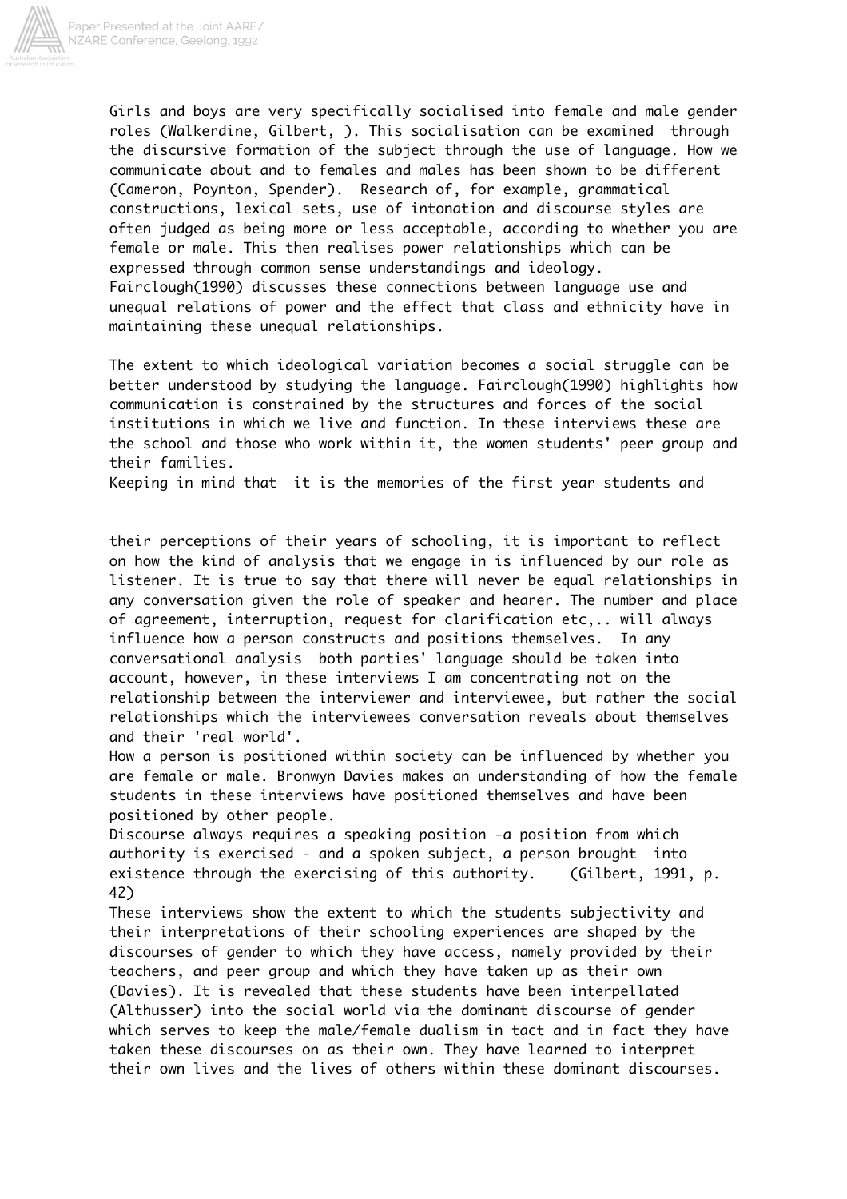Girls and boys are very specifically socialised into female and male gender roles (Walkerdine, Gilbert, ). This socialisation can be examined through the discursive formation of the subject through the use of language. How we communicate about and to females and males has been shown to be different (Cameron, Poynton, Spender). Research of, for example, grammatical constructions, lexical sets, use of intonation and discourse styles are often judged as being more or less acceptable, according to whether you are female or male. This then realises power relationships which can be expressed through common sense understandings and ideology. Fairclough(1990) discusses these connections between language use and unequal relations of power and the effect that class and ethnicity have in maintaining these unequal relationships.

The extent to which ideological variation becomes a social struggle can be better understood by studying the language. Fairclough(1990) highlights how communication is constrained by the structures and forces of the social institutions in which we live and function. In these interviews these are the school and those who work within it, the women students' peer group and their families.

Keeping in mind that it is the memories of the first year students and their perceptions of their years of schooling, it is important to reflect on how the kind of analysis that we engage in is influenced by our role as listener. It is true to say that there will never be equal relationships in any conversation given the role of speaker and hearer. The number and place of agreement, interruption, request for clarification etc,.. will always influence how a person constructs and positions themselves. In any conversational analysis both parties' language should be taken into account, however, in these interviews I am concentrating not on the relationship between the interviewer and interviewee, but rather the social relationships which the interviewees conversation reveals about themselves and their 'real world'.

How a person is positioned within society can be influenced by whether you are female or male. Bronwyn Davies makes an understanding of how the female students in these interviews have positioned themselves and have been positioned by other people.

Discourse always requires a speaking position -a position from which authority is exercised - and a spoken subject, a person brought into existence through the exercising of this authority. (Gilbert, 1991, p. 42)

These interviews show the extent to which the students subjectivity and their interpretations of their schooling experiences are shaped by the discourses of gender to which they have access, namely provided by their teachers, and peer group and which they have taken up as their own (Davies). It is revealed that these students have been interpellated (Althusser) into the social world via the dominant discourse of gender which serves to keep the male/female dualism in tact and in fact they have taken these discourses on as their own. They have learned to interpret their own lives and the lives of others within these dominant discourses.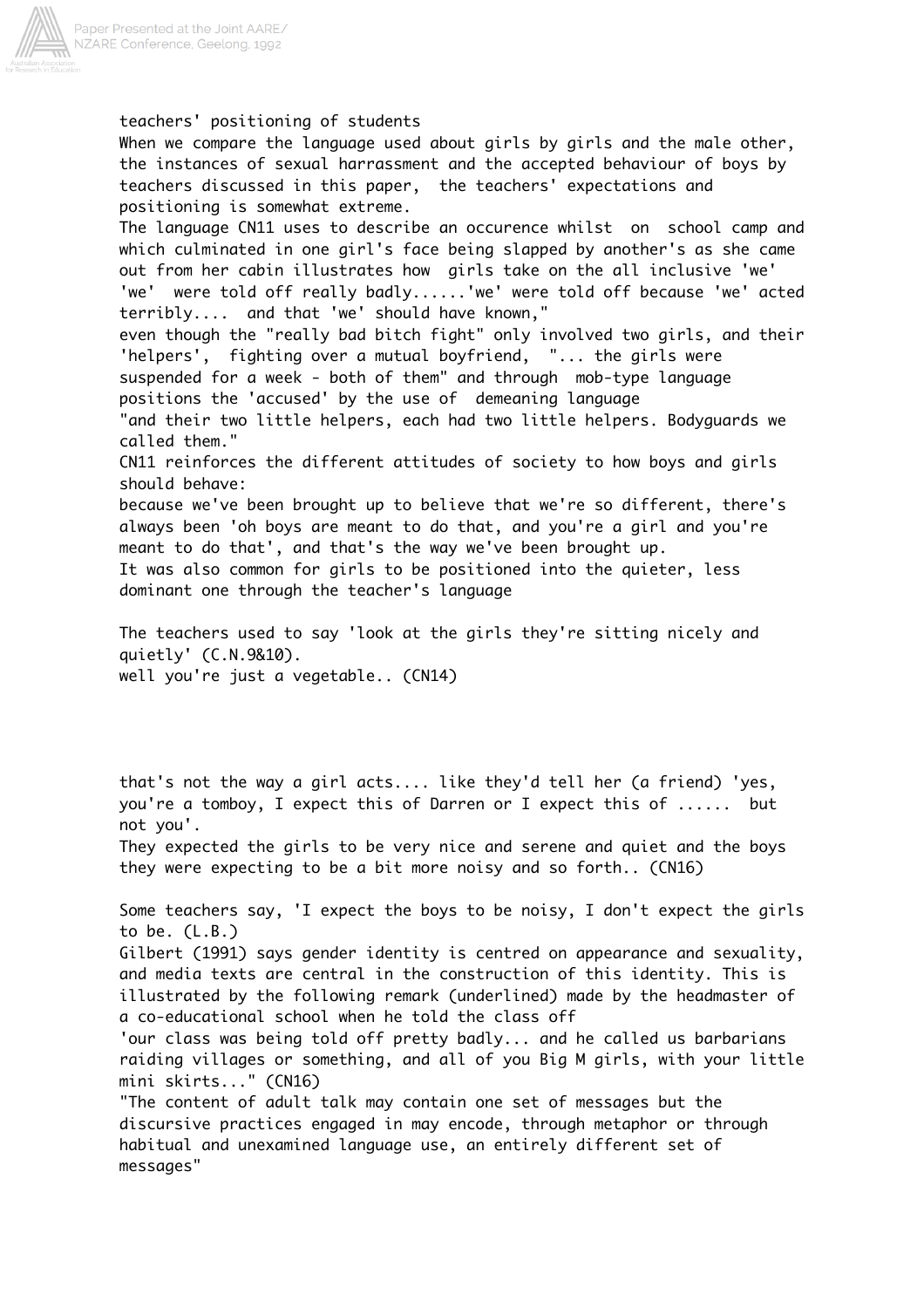teachers' positioning of students

When we compare the language used about girls by girls and the male other, the instances of sexual harrassment and the accepted behaviour of boys by teachers discussed in this paper, the teachers' expectations and positioning is somewhat extreme.

The language CN11 uses to describe an occurence whilst on school camp and which culminated in one girl's face being slapped by another's as she came out from her cabin illustrates how girls take on the all inclusive 'we'

'we' were told off really badly......'we' were told off because 'we' acted terribly.... and that 'we' should have known,"

even though the "really bad bitch fight" only involved two girls, and their 'helpers', fighting over a mutual boyfriend, "... the girls were suspended for a week - both of them" and through mob-type language positions the 'accused' by the use of demeaning language

"and their two little helpers, each had two little helpers. Bodyguards we called them."

CN11 reinforces the different attitudes of society to how boys and girls should behave:

because we've been brought up to believe that we're so different, there's always been 'oh boys are meant to do that, and you're a girl and you're meant to do that', and that's the way we've been brought up.

It was also common for girls to be positioned into the quieter, less dominant one through the teacher's language

The teachers used to say 'look at the girls they're sitting nicely and quietly' (C.N.9&10).

well you're just a vegetable.. (CN14)

that's not the way a girl acts.... like they'd tell her (a friend) 'yes, you're a tomboy, I expect this of Darren or I expect this of ...... but not you'.

They expected the girls to be very nice and serene and quiet and the boys they were expecting to be a bit more noisy and so forth.. (CN16)

Some teachers say, 'I expect the boys to be noisy, I don't expect the girls to be. (L.B.)

Gilbert (1991) says gender identity is centred on appearance and sexuality, and media texts are central in the construction of this identity. This is illustrated by the following remark (underlined) made by the headmaster of a co-educational school when he told the class off

'our class was being told off pretty badly... and he called us barbarians raiding villages or something, and all of you Big M girls, with your little mini skirts..." (CN16)

"The content of adult talk may contain one set of messages but the discursive practices engaged in may encode, through metaphor or through habitual and unexamined language use, an entirely different set of messages"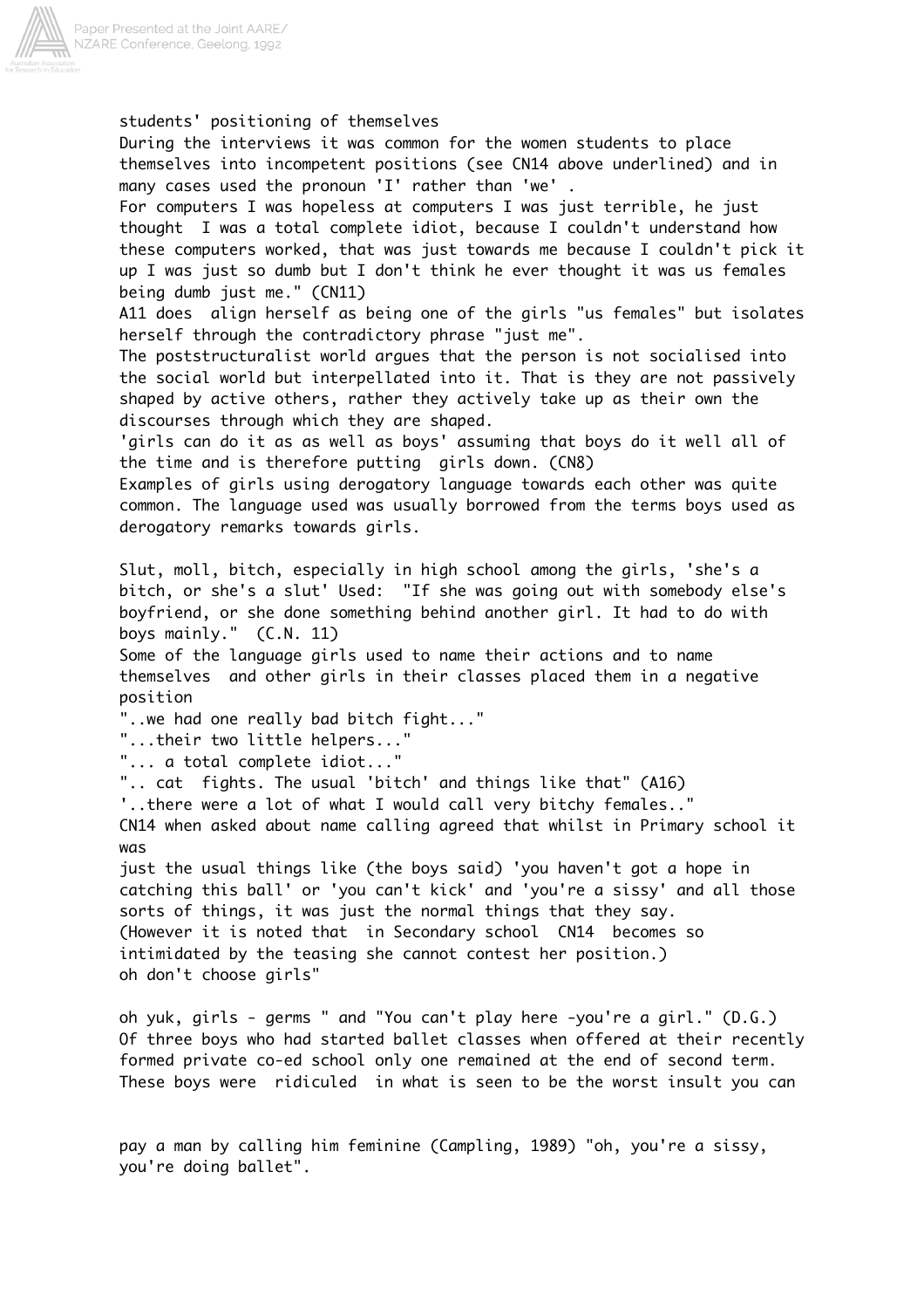students' positioning of themselves

During the interviews it was common for the women students to place themselves into incompetent positions (see CN14 above underlined) and in many cases used the pronoun 'I' rather than 'we' .

For computers I was hopeless at computers I was just terrible, he just thought I was a total complete idiot, because I couldn't understand how these computers worked, that was just towards me because I couldn't pick it up I was just so dumb but I don't think he ever thought it was us females being dumb just me." (CN11)

A11 does align herself as being one of the girls "us females" but isolates herself through the contradictory phrase "just me".

The poststructuralist world argues that the person is not socialised into the social world but interpellated into it. That is they are not passively shaped by active others, rather they actively take up as their own the discourses through which they are shaped.

'girls can do it as as well as boys' assuming that boys do it well all of the time and is therefore putting girls down. (CN8)

Examples of girls using derogatory language towards each other was quite common. The language used was usually borrowed from the terms boys used as derogatory remarks towards girls.

Slut, moll, bitch, especially in high school among the girls, 'she's a bitch, or she's a slut' Used: "If she was going out with somebody else's boyfriend, or she done something behind another girl. It had to do with boys mainly." (C.N. 11)

Some of the language girls used to name their actions and to name themselves and other girls in their classes placed them in a negative position

"..we had one really bad bitch fight..."

"...their two little helpers..."

"... a total complete idiot..."

".. cat fights. The usual 'bitch' and things like that" (A16)

'..there were a lot of what I would call very bitchy females.."

CN14 when asked about name calling agreed that whilst in Primary school it was

just the usual things like (the boys said) 'you haven't got a hope in catching this ball' or 'you can't kick' and 'you're a sissy' and all those sorts of things, it was just the normal things that they say.

(However it is noted that in Secondary school CN14 becomes so intimidated by the teasing she cannot contest her position.)

oh don't choose girls"

oh yuk, girls - germs " and "You can't play here -you're a girl." (D.G.)

Of three boys who had started ballet classes when offered at their recently formed private co-ed school only one remained at the end of second term. These boys were ridiculed in what is seen to be the worst insult you can pay a man by calling him feminine (Campling, 1989) "oh, you're a sissy, you're doing ballet".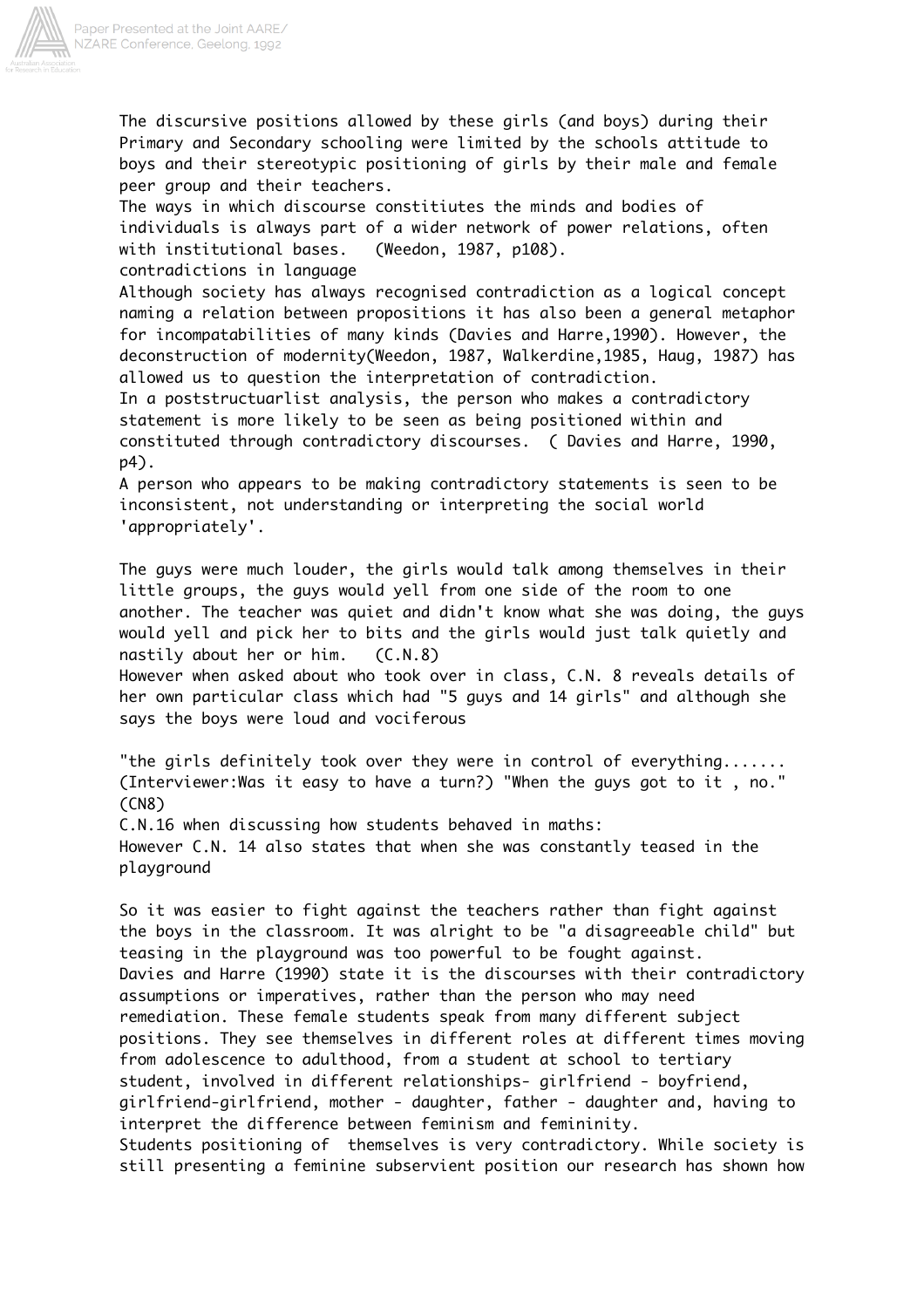The discursive positions allowed by these girls (and boys) during their Primary and Secondary schooling were limited by the schools attitude to boys and their stereotypic positioning of girls by their male and female peer group and their teachers.

The ways in which discourse constitiutes the minds and bodies of individuals is always part of a wider network of power relations, often with institutional bases. (Weedon, 1987, p108).

contradictions in language

Although society has always recognised contradiction as a logical concept naming a relation between propositions it has also been a general metaphor for incompatabilities of many kinds (Davies and Harre,1990). However, the deconstruction of modernity(Weedon, 1987, Walkerdine,1985, Haug, 1987) has allowed us to question the interpretation of contradiction.

In a poststructuarlist analysis, the person who makes a contradictory statement is more likely to be seen as being positioned within and constituted through contradictory discourses. ( Davies and Harre, 1990, p4).

A person who appears to be making contradictory statements is seen to be inconsistent, not understanding or interpreting the social world 'appropriately'.

The guys were much louder, the girls would talk among themselves in their little groups, the guys would yell from one side of the room to one another. The teacher was quiet and didn't know what she was doing, the guys would yell and pick her to bits and the girls would just talk quietly and nastily about her or him. (C.N.8)

However when asked about who took over in class, C.N. 8 reveals details of her own particular class which had "5 guys and 14 girls" and although she says the boys were loud and vociferous

"the girls definitely took over they were in control of everything....... (Interviewer:Was it easy to have a turn?) "When the guys got to it , no." (CN8)

C.N.16 when discussing how students behaved in maths:

However C.N. 14 also states that when she was constantly teased in the playground

So it was easier to fight against the teachers rather than fight against the boys in the classroom. It was alright to be "a disagreeable child" but teasing in the playground was too powerful to be fought against.

Davies and Harre (1990) state it is the discourses with their contradictory assumptions or imperatives, rather than the person who may need remediation. These female students speak from many different subject positions. They see themselves in different roles at different times moving from adolescence to adulthood, from a student at school to tertiary student, involved in different relationships- girlfriend - boyfriend, girlfriend-girlfriend, mother - daughter, father - daughter and, having to interpret the difference between feminism and femininity.

Students positioning of themselves is very contradictory. While society is still presenting a feminine subservient position our research has shown how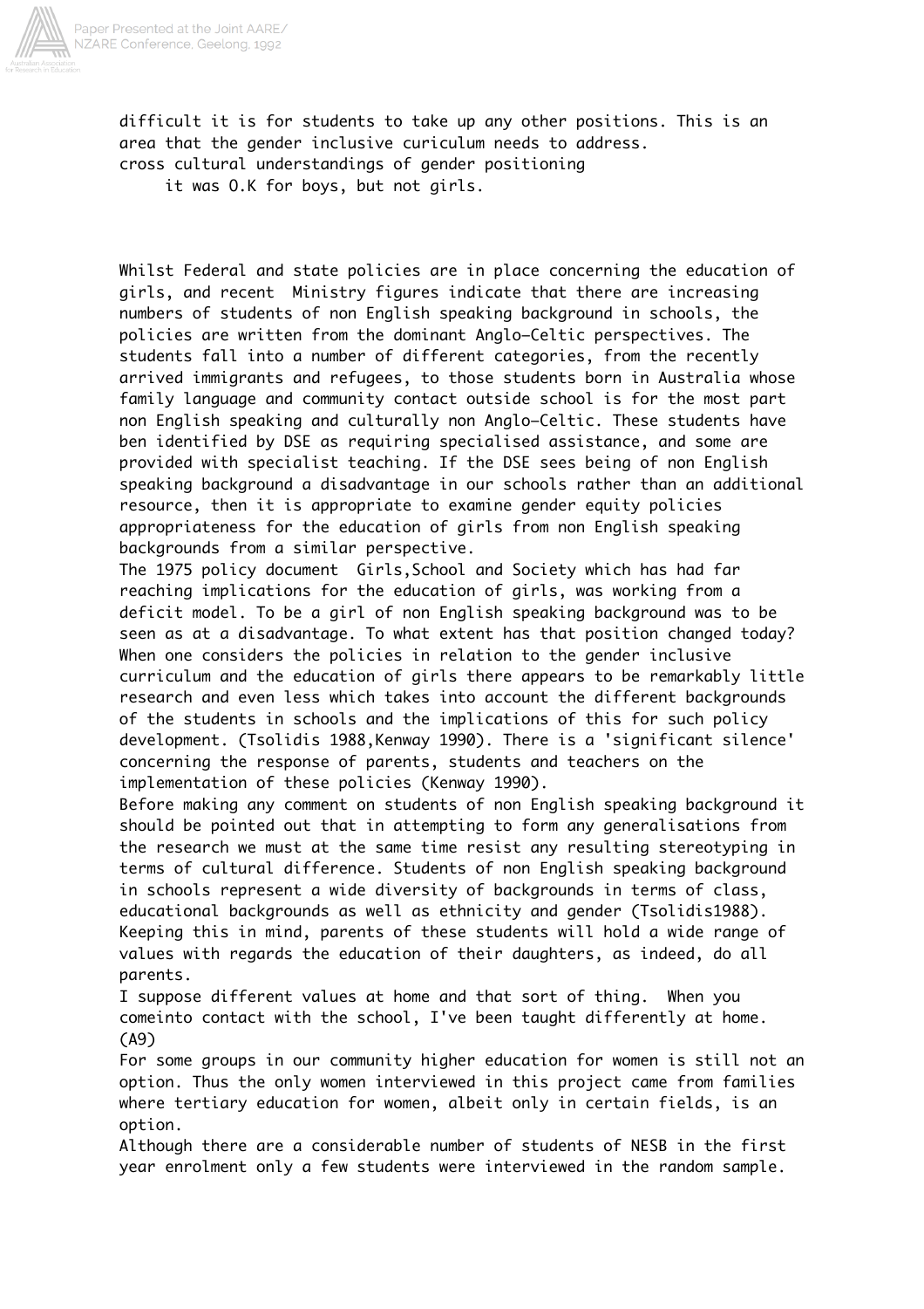difficult it is for students to take up any other positions. This is an area that the gender inclusive curiculum needs to address.

cross cultural understandings of gender positioning

it was O.K for boys, but not girls.

Whilst Federal and state policies are in place concerning the education of girls, and recent Ministry figures indicate that there are increasing numbers of students of non English speaking background in schools, the policies are written from the dominant Anglo-Celtic perspectives. The students fall into a number of different categories, from the recently arrived immigrants and refugees, to those students born in Australia whose family language and community contact outside school is for the most part non English speaking and culturally non Anglo-Celtic. These students have ben identified by DSE as requiring specialised assistance, and some are provided with specialist teaching. If the DSE sees being of non English speaking background a disadvantage in our schools rather than an additional resource, then it is appropriate to examine gender equity policies appropriateness for the education of girls from non English speaking backgrounds from a similar perspective.

The 1975 policy document Girls,School and Society which has had far reaching implications for the education of girls, was working from a deficit model. To be a girl of non English speaking background was to be seen as at a disadvantage. To what extent has that position changed today? When one considers the policies in relation to the gender inclusive curriculum and the education of girls there appears to be remarkably little research and even less which takes into account the different backgrounds of the students in schools and the implications of this for such policy development. (Tsolidis 1988,Kenway 1990). There is a 'significant silence' concerning the response of parents, students and teachers on the implementation of these policies (Kenway 1990).

Before making any comment on students of non English speaking background it should be pointed out that in attempting to form any generalisations from the research we must at the same time resist any resulting stereotyping in terms of cultural difference. Students of non English speaking background in schools represent a wide diversity of backgrounds in terms of class, educational backgrounds as well as ethnicity and gender (Tsolidis1988). Keeping this in mind, parents of these students will hold a wide range of values with regards the education of their daughters, as indeed, do all parents.

I suppose different values at home and that sort of thing. When you comeinto contact with the school, I've been taught differently at home. (A9)

For some groups in our community higher education for women is still not an option. Thus the only women interviewed in this project came from families where tertiary education for women, albeit only in certain fields, is an option.

Although there are a considerable number of students of NESB in the first year enrolment only a few students were interviewed in the random sample.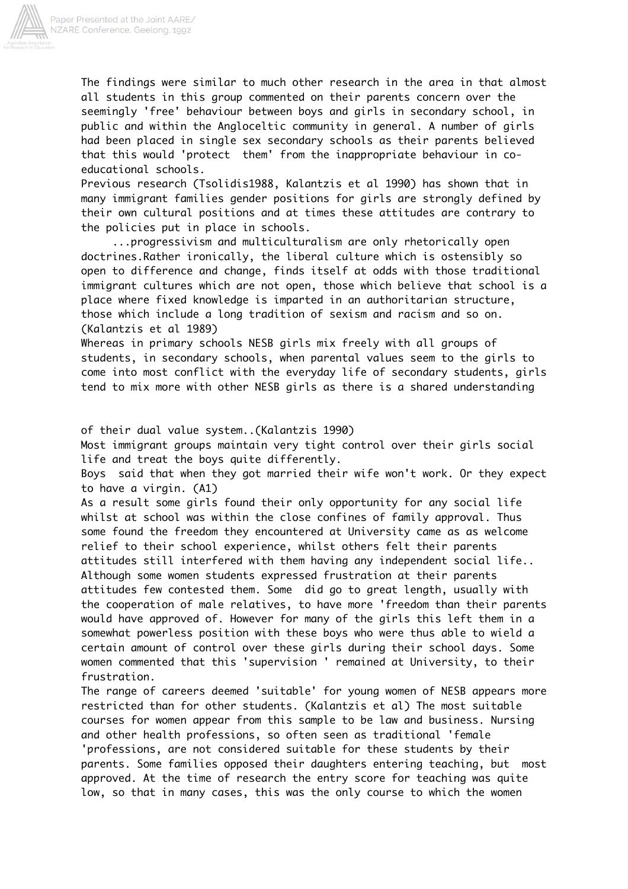The findings were similar to much other research in the area in that almost all students in this group commented on their parents concern over the seemingly 'free' behaviour between boys and girls in secondary school, in public and within the Angloceltic community in general. A number of girls had been placed in single sex secondary schools as their parents believed that this would 'protect them' from the inappropriate behaviour in co-educational schools.

Previous research (Tsolidis1988, Kalantzis et al 1990) has shown that in many immigrant families gender positions for girls are strongly defined by their own cultural positions and at times these attitudes are contrary to the policies put in place in schools.

> ...progressivism and multiculturalism are only rhetorically open doctrines.Rather ironically, the liberal culture which is ostensibly so open to difference and change, finds itself at odds with those traditional immigrant cultures which are not open, those which believe that school is a place where fixed knowledge is imparted in an authoritarian structure, those which include a long tradition of sexism and racism and so on. (Kalantzis et al 1989)

Whereas in primary schools NESB girls mix freely with all groups of students, in secondary schools, when parental values seem to the girls to come into most conflict with the everyday life of secondary students, girls tend to mix more with other NESB girls as there is a shared understanding of their dual value system..(Kalantzis 1990)

Most immigrant groups maintain very tight control over their girls social life and treat the boys quite differently.

Boys said that when they got married their wife won't work. Or they expect to have a virgin. (A1)

As a result some girls found their only opportunity for any social life whilst at school was within the close confines of family approval. Thus some found the freedom they encountered at University came as as welcome relief to their school experience, whilst others felt their parents attitudes still interfered with them having any independent social life..

Although some women students expressed frustration at their parents attitudes few contested them. Some did go to great length, usually with the cooperation of male relatives, to have more 'freedom than their parents would have approved of. However for many of the girls this left them in a somewhat powerless position with these boys who were thus able to wield a certain amount of control over these girls during their school days. Some women commented that this 'supervision ' remained at University, to their frustration.

The range of careers deemed 'suitable' for young women of NESB appears more restricted than for other students. (Kalantzis et al) The most suitable courses for women appear from this sample to be law and business. Nursing and other health professions, so often seen as traditional 'female 'professions, are not considered suitable for these students by their parents. Some families opposed their daughters entering teaching, but most approved. At the time of research the entry score for teaching was quite low, so that in many cases, this was the only course to which the women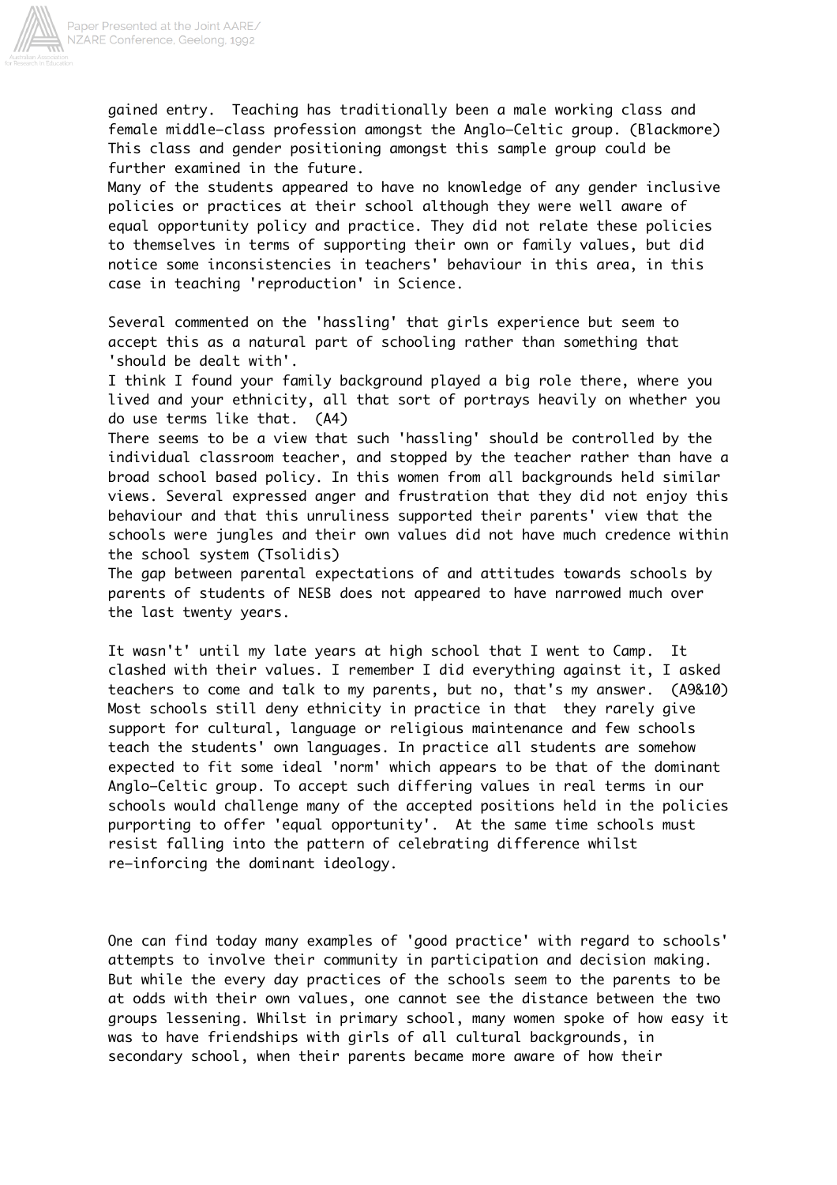gained entry. Teaching has traditionally been a male working class and female middle-class profession amongst the Anglo-Celtic group. (Blackmore) This class and gender positioning amongst this sample group could be further examined in the future.

Many of the students appeared to have no knowledge of any gender inclusive policies or practices at their school although they were well aware of equal opportunity policy and practice. They did not relate these policies to themselves in terms of supporting their own or family values, but did notice some inconsistencies in teachers' behaviour in this area, in this case in teaching 'reproduction' in Science.

Several commented on the 'hassling' that girls experience but seem to accept this as a natural part of schooling rather than something that 'should be dealt with'.

I think I found your family background played a big role there, where you lived and your ethnicity, all that sort of portrays heavily on whether you do use terms like that. (A4)

There seems to be a view that such 'hassling' should be controlled by the individual classroom teacher, and stopped by the teacher rather than have a broad school based policy. In this women from all backgrounds held similar views. Several expressed anger and frustration that they did not enjoy this behaviour and that this unruliness supported their parents' view that the schools were jungles and their own values did not have much credence within the school system (Tsolidis)

The gap between parental expectations of and attitudes towards schools by parents of students of NESB does not appeared to have narrowed much over the last twenty years.

It wasn't' until my late years at high school that I went to Camp. It clashed with their values. I remember I did everything against it, I asked teachers to come and talk to my parents, but no, that's my answer. (A9&10)

Most schools still deny ethnicity in practice in that they rarely give support for cultural, language or religious maintenance and few schools teach the students' own languages. In practice all students are somehow expected to fit some ideal 'norm' which appears to be that of the dominant Anglo-Celtic group. To accept such differing values in real terms in our schools would challenge many of the accepted positions held in the policies purporting to offer 'equal opportunity'. At the same time schools must resist falling into the pattern of celebrating difference whilst re-inforcing the dominant ideology.

One can find today many examples of 'good practice' with regard to schools' attempts to involve their community in participation and decision making. But while the every day practices of the schools seem to the parents to be at odds with their own values, one cannot see the distance between the two groups lessening. Whilst in primary school, many women spoke of how easy it was to have friendships with girls of all cultural backgrounds, in secondary school, when their parents became more aware of how their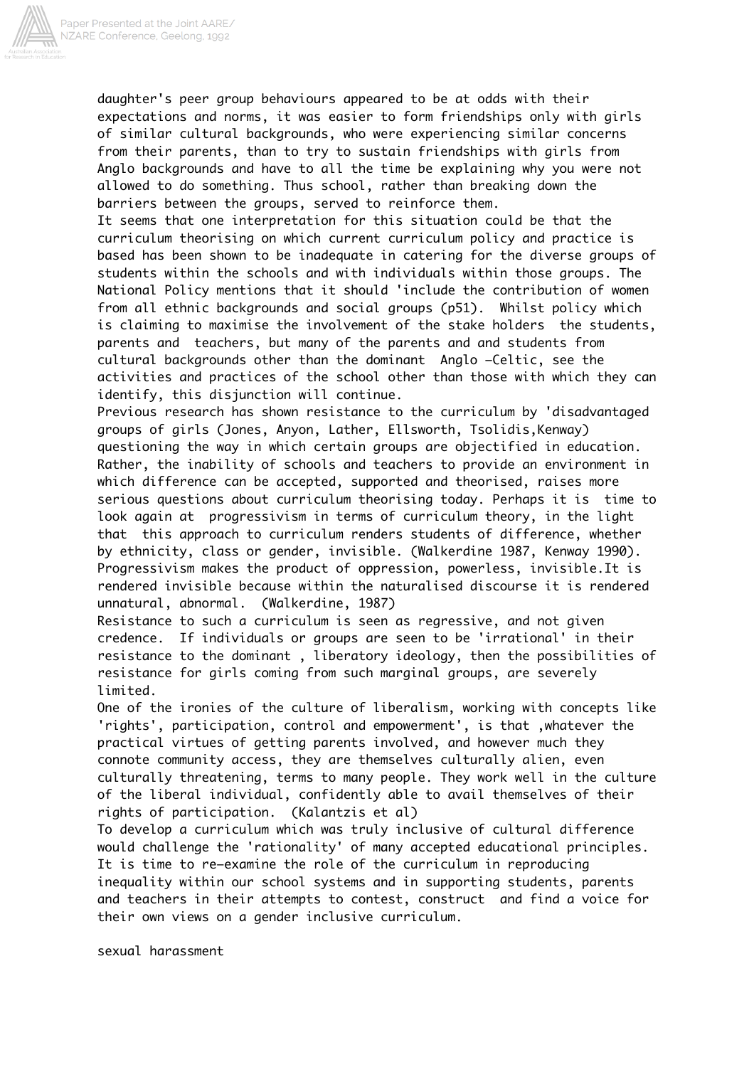daughter's peer group behaviours appeared to be at odds with their expectations and norms, it was easier to form friendships only with girls of similar cultural backgrounds, who were experiencing similar concerns from their parents, than to try to sustain friendships with girls from Anglo backgrounds and have to all the time be explaining why you were not allowed to do something. Thus school, rather than breaking down the barriers between the groups, served to reinforce them.

It seems that one interpretation for this situation could be that the curriculum theorising on which current curriculum policy and practice is based has been shown to be inadequate in catering for the diverse groups of students within the schools and with individuals within those groups. The National Policy mentions that it should 'include the contribution of women from all ethnic backgrounds and social groups (p51). Whilst policy which is claiming to maximise the involvement of the stake holders the students, parents and teachers, but many of the parents and and students from cultural backgrounds other than the dominant Anglo -Celtic, see the activities and practices of the school other than those with which they can identify, this disjunction will continue.

Previous research has shown resistance to the curriculum by 'disadvantaged groups of girls (Jones, Anyon, Lather, Ellsworth, Tsolidis,Kenway) questioning the way in which certain groups are objectified in education. Rather, the inability of schools and teachers to provide an environment in which difference can be accepted, supported and theorised, raises more serious questions about curriculum theorising today. Perhaps it is time to look again at progressivism in terms of curriculum theory, in the light that this approach to curriculum renders students of difference, whether by ethnicity, class or gender, invisible. (Walkerdine 1987, Kenway 1990).

Progressivism makes the product of oppression, powerless, invisible.It is rendered invisible because within the naturalised discourse it is rendered unnatural, abnormal. (Walkerdine, 1987)

Resistance to such a curriculum is seen as regressive, and not given credence. If individuals or groups are seen to be 'irrational' in their resistance to the dominant , liberatory ideology, then the possibilities of resistance for girls coming from such marginal groups, are severely limited.

One of the ironies of the culture of liberalism, working with concepts like 'rights', participation, control and empowerment', is that ,whatever the practical virtues of getting parents involved, and however much they connote community access, they are themselves culturally alien, even culturally threatening, terms to many people. They work well in the culture of the liberal individual, confidently able to avail themselves of their rights of participation. (Kalantzis et al)

To develop a curriculum which was truly inclusive of cultural difference would challenge the 'rationality' of many accepted educational principles. It is time to re-examine the role of the curriculum in reproducing inequality within our school systems and in supporting students, parents and teachers in their attempts to contest, construct and find a voice for their own views on a gender inclusive curriculum.

sexual harassment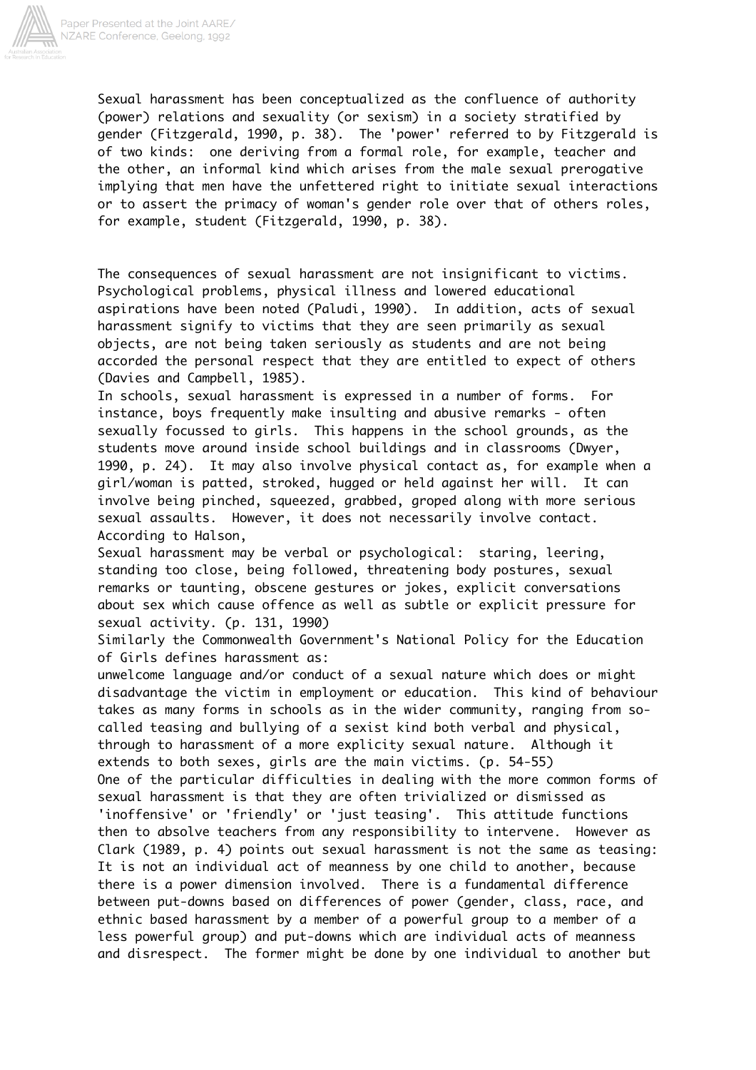Sexual harassment has been conceptualized as the confluence of authority (power) relations and sexuality (or sexism) in a society stratified by gender (Fitzgerald, 1990, p. 38). The 'power' referred to by Fitzgerald is of two kinds: one deriving from a formal role, for example, teacher and the other, an informal kind which arises from the male sexual prerogative implying that men have the unfettered right to initiate sexual interactions or to assert the primacy of woman's gender role over that of others roles, for example, student (Fitzgerald, 1990, p. 38).

The consequences of sexual harassment are not insignificant to victims. Psychological problems, physical illness and lowered educational aspirations have been noted (Paludi, 1990). In addition, acts of sexual harassment signify to victims that they are seen primarily as sexual objects, are not being taken seriously as students and are not being accorded the personal respect that they are entitled to expect of others (Davies and Campbell, 1985).

In schools, sexual harassment is expressed in a number of forms. For instance, boys frequently make insulting and abusive remarks - often sexually focussed to girls. This happens in the school grounds, as the students move around inside school buildings and in classrooms (Dwyer, 1990, p. 24). It may also involve physical contact as, for example when a girl/woman is patted, stroked, hugged or held against her will. It can involve being pinched, squeezed, grabbed, groped along with more serious sexual assaults. However, it does not necessarily involve contact. According to Halson,

Sexual harassment may be verbal or psychological: staring, leering, standing too close, being followed, threatening body postures, sexual remarks or taunting, obscene gestures or jokes, explicit conversations about sex which cause offence as well as subtle or explicit pressure for sexual activity. (p. 131, 1990)

Similarly the Commonwealth Government's National Policy for the Education of Girls defines harassment as:

unwelcome language and/or conduct of a sexual nature which does or might disadvantage the victim in employment or education. This kind of behaviour takes as many forms in schools as in the wider community, ranging from so-called teasing and bullying of a sexist kind both verbal and physical, through to harassment of a more explicity sexual nature. Although it extends to both sexes, girls are the main victims. (p. 54-55)

One of the particular difficulties in dealing with the more common forms of sexual harassment is that they are often trivialized or dismissed as 'inoffensive' or 'friendly' or 'just teasing'. This attitude functions then to absolve teachers from any responsibility to intervene. However as Clark (1989, p. 4) points out sexual harassment is not the same as teasing:

It is not an individual act of meanness by one child to another, because there is a power dimension involved. There is a fundamental difference between put-downs based on differences of power (gender, class, race, and ethnic based harassment by a member of a powerful group to a member of a less powerful group) and put-downs which are individual acts of meanness and disrespect. The former might be done by one individual to another but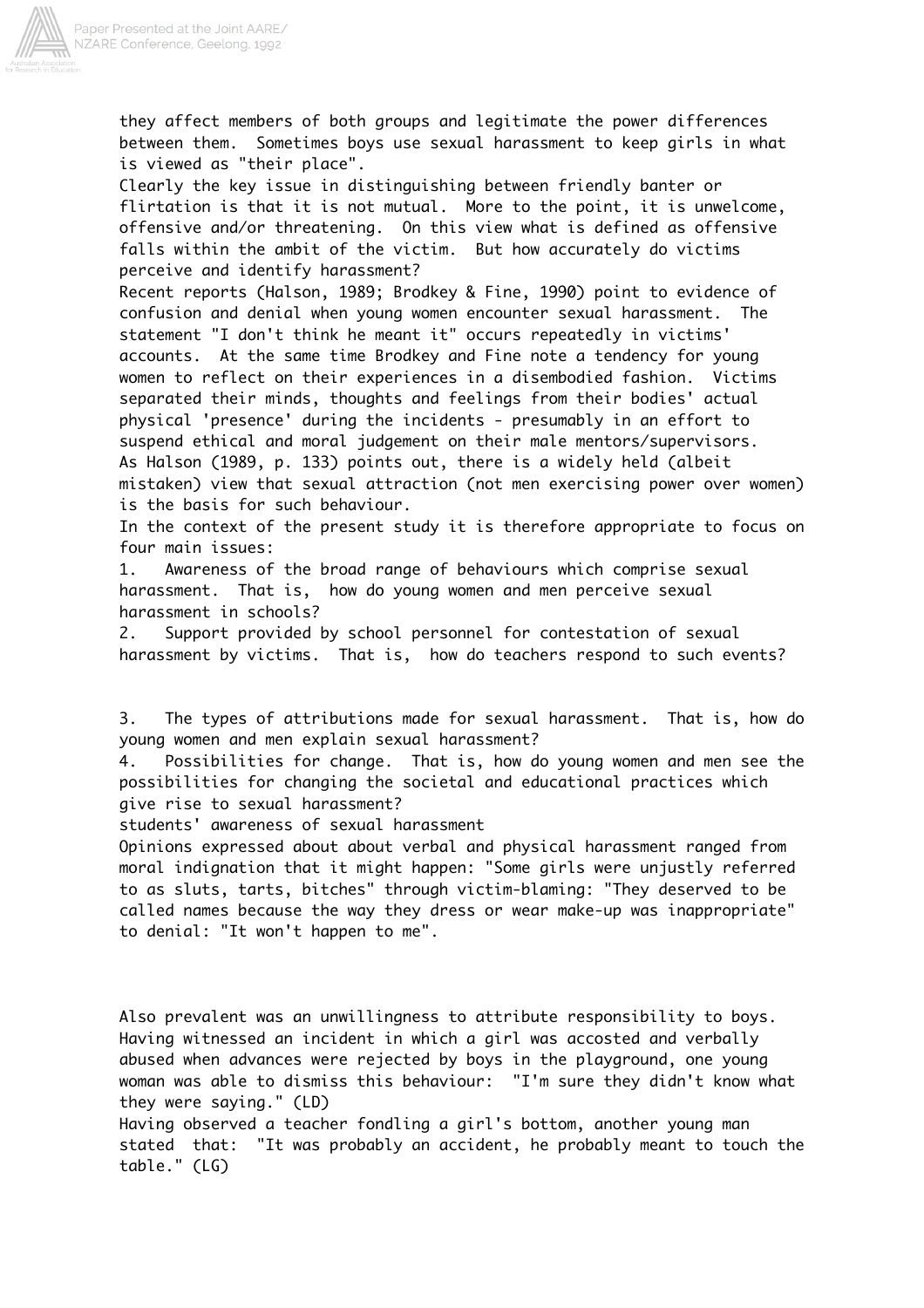they affect members of both groups and legitimate the power differences between them. Sometimes boys use sexual harassment to keep girls in what is viewed as "their place".

Clearly the key issue in distinguishing between friendly banter or flirtation is that it is not mutual. More to the point, it is unwelcome, offensive and/or threatening. On this view what is defined as offensive falls within the ambit of the victim. But how accurately do victims perceive and identify harassment?

Recent reports (Halson, 1989; Brodkey & Fine, 1990) point to evidence of confusion and denial when young women encounter sexual harassment. The statement "I don't think he meant it" occurs repeatedly in victims' accounts. At the same time Brodkey and Fine note a tendency for young women to reflect on their experiences in a disembodied fashion. Victims separated their minds, thoughts and feelings from their bodies' actual physical 'presence' during the incidents - presumably in an effort to suspend ethical and moral judgement on their male mentors/supervisors.

As Halson (1989, p. 133) points out, there is a widely held (albeit mistaken) view that sexual attraction (not men exercising power over women) is the basis for such behaviour.

In the context of the present study it is therefore appropriate to focus on four main issues:

1. Awareness of the broad range of behaviours which comprise sexual harassment. That is, how do young women and men perceive sexual harassment in schools?
2. Support provided by school personnel for contestation of sexual harassment by victims. That is, how do teachers respond to such events?
3. The types of attributions made for sexual harassment. That is, how do young women and men explain sexual harassment?
4. Possibilities for change. That is, how do young women and men see the possibilities for changing the societal and educational practices which give rise to sexual harassment?

## students' awareness of sexual harassment

Opinions expressed about about verbal and physical harassment ranged from moral indignation that it might happen: "Some girls were unjustly referred to as sluts, tarts, bitches" through victim-blaming: "They deserved to be called names because the way they dress or wear make-up was inappropriate" to denial: "It won't happen to me".

Also prevalent was an unwillingness to attribute responsibility to boys. Having witnessed an incident in which a girl was accosted and verbally abused when advances were rejected by boys in the playground, one young woman was able to dismiss this behaviour: "I'm sure they didn't know what they were saying." (LD)

Having observed a teacher fondling a girl's bottom, another young man stated that: "It was probably an accident, he probably meant to touch the table." (LG)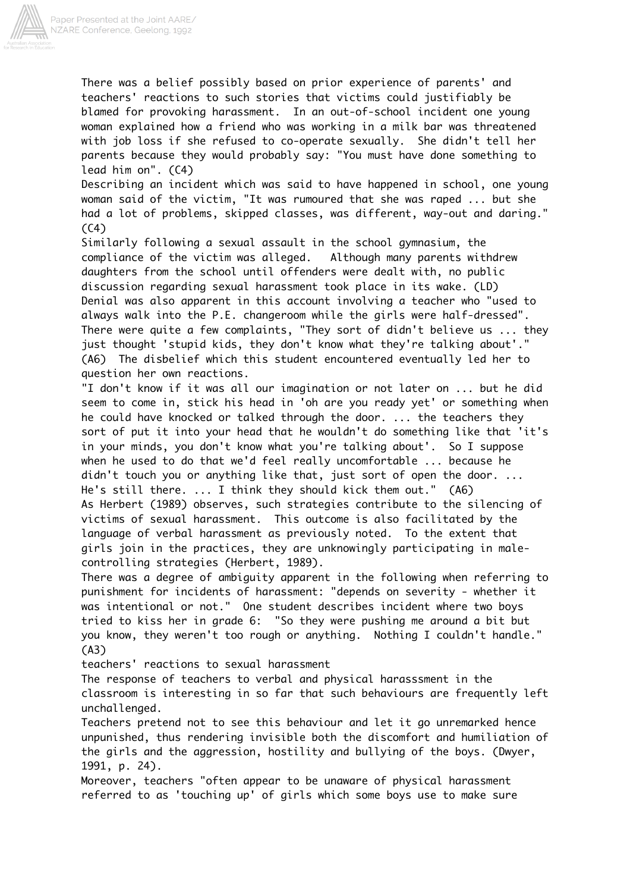There was a belief possibly based on prior experience of parents' and teachers' reactions to such stories that victims could justifiably be blamed for provoking harassment. In an out-of-school incident one young woman explained how a friend who was working in a milk bar was threatened with job loss if she refused to co-operate sexually. She didn't tell her parents because they would probably say: "You must have done something to lead him on". (C4)

Describing an incident which was said to have happened in school, one young woman said of the victim, "It was rumoured that she was raped ... but she had a lot of problems, skipped classes, was different, way-out and daring." (C4)

Similarly following a sexual assault in the school gymnasium, the compliance of the victim was alleged. Although many parents withdrew daughters from the school until offenders were dealt with, no public discussion regarding sexual harassment took place in its wake. (LD)

Denial was also apparent in this account involving a teacher who "used to always walk into the P.E. changeroom while the girls were half-dressed". There were quite a few complaints, "They sort of didn't believe us ... they just thought 'stupid kids, they don't know what they're talking about'." (A6) The disbelief which this student encountered eventually led her to question her own reactions.

"I don't know if it was all our imagination or not later on ... but he did seem to come in, stick his head in 'oh are you ready yet' or something when he could have knocked or talked through the door. ... the teachers they sort of put it into your head that he wouldn't do something like that 'it's in your minds, you don't know what you're talking about'. So I suppose when he used to do that we'd feel really uncomfortable ... because he didn't touch you or anything like that, just sort of open the door. ... He's still there. ... I think they should kick them out." (A6)

As Herbert (1989) observes, such strategies contribute to the silencing of victims of sexual harassment. This outcome is also facilitated by the language of verbal harassment as previously noted. To the extent that girls join in the practices, they are unknowingly participating in male-controlling strategies (Herbert, 1989).

There was a degree of ambiguity apparent in the following when referring to punishment for incidents of harassment: "depends on severity - whether it was intentional or not." One student describes incident where two boys tried to kiss her in grade 6: "So they were pushing me around a bit but you know, they weren't too rough or anything. Nothing I couldn't handle." (A3)

### teachers' reactions to sexual harassment

The response of teachers to verbal and physical harasssment in the classroom is interesting in so far that such behaviours are frequently left unchallenged.

> Teachers pretend not to see this behaviour and let it go unremarked hence unpunished, thus rendering invisible both the discomfort and humiliation of the girls and the aggression, hostility and bullying of the boys. (Dwyer, 1991, p. 24).

Moreover, teachers "often appear to be unaware of physical harassment referred to as 'touching up' of girls which some boys use to make sure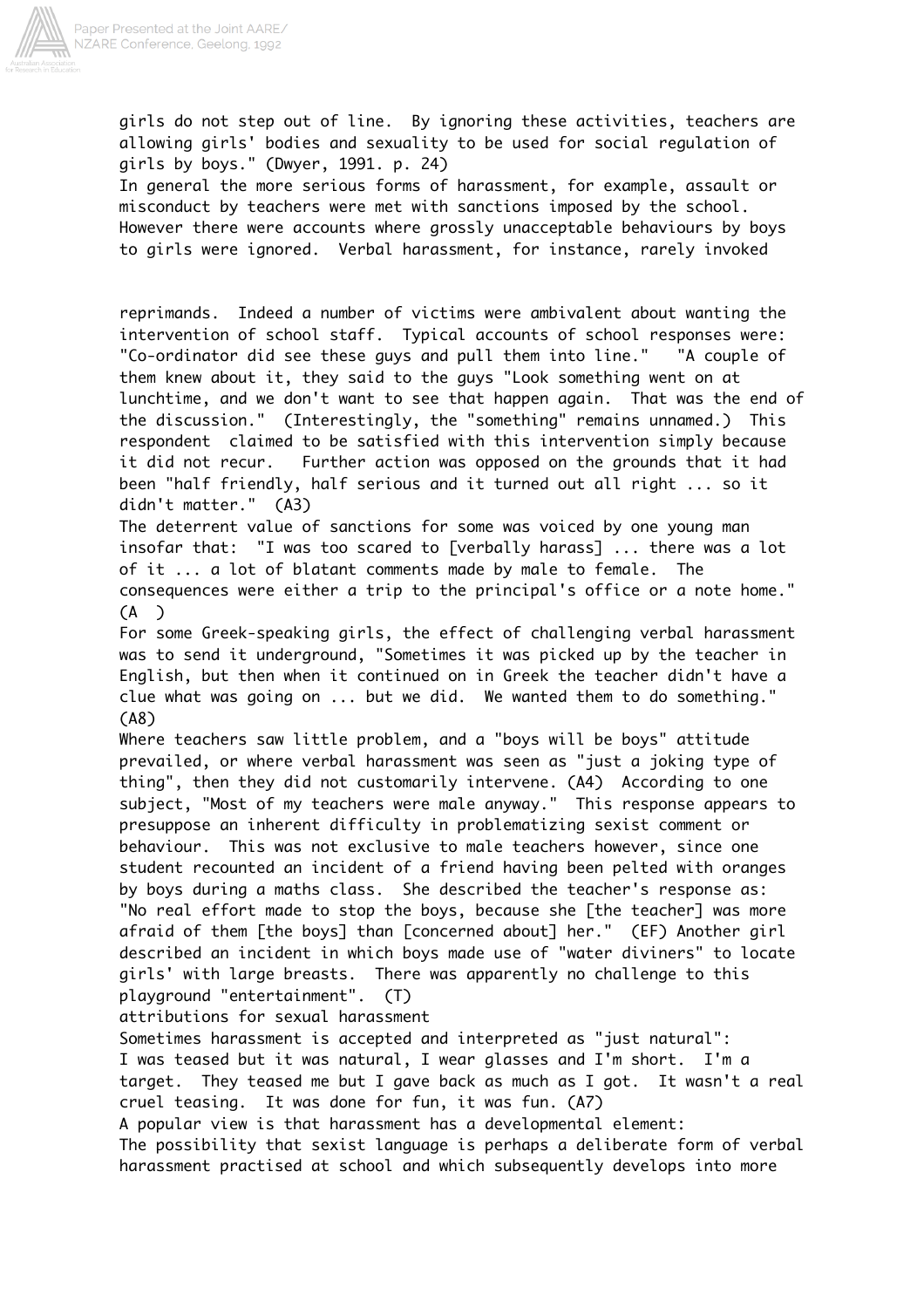girls do not step out of line. By ignoring these activities, teachers are allowing girls' bodies and sexuality to be used for social regulation of girls by boys." (Dwyer, 1991. p. 24)

In general the more serious forms of harassment, for example, assault or misconduct by teachers were met with sanctions imposed by the school. However there were accounts where grossly unacceptable behaviours by boys to girls were ignored. Verbal harassment, for instance, rarely invoked reprimands. Indeed a number of victims were ambivalent about wanting the intervention of school staff. Typical accounts of school responses were: "Co-ordinator did see these guys and pull them into line." "A couple of them knew about it, they said to the guys "Look something went on at lunchtime, and we don't want to see that happen again. That was the end of the discussion." (Interestingly, the "something" remains unnamed.) This respondent claimed to be satisfied with this intervention simply because it did not recur. Further action was opposed on the grounds that it had been "half friendly, half serious and it turned out all right ... so it didn't matter." (A3)

The deterrent value of sanctions for some was voiced by one young man insofar that: "I was too scared to [verbally harass] ... there was a lot of it ... a lot of blatant comments made by male to female. The consequences were either a trip to the principal's office or a note home." (A )

For some Greek-speaking girls, the effect of challenging verbal harassment was to send it underground, "Sometimes it was picked up by the teacher in English, but then when it continued on in Greek the teacher didn't have a clue what was going on ... but we did. We wanted them to do something." (A8)

Where teachers saw little problem, and a "boys will be boys" attitude prevailed, or where verbal harassment was seen as "just a joking type of thing", then they did not customarily intervene. (A4) According to one subject, "Most of my teachers were male anyway." This response appears to presuppose an inherent difficulty in problematizing sexist comment or behaviour. This was not exclusive to male teachers however, since one student recounted an incident of a friend having been pelted with oranges by boys during a maths class. She described the teacher's response as: "No real effort made to stop the boys, because she [the teacher] was more afraid of them [the boys] than [concerned about] her." (EF) Another girl described an incident in which boys made use of "water diviners" to locate girls' with large breasts. There was apparently no challenge to this playground "entertainment". (T)

attributions for sexual harassment

Sometimes harassment is accepted and interpreted as "just natural":

I was teased but it was natural, I wear glasses and I'm short. I'm a target. They teased me but I gave back as much as I got. It wasn't a real cruel teasing. It was done for fun, it was fun. (A7)

A popular view is that harassment has a developmental element:

The possibility that sexist language is perhaps a deliberate form of verbal harassment practised at school and which subsequently develops into more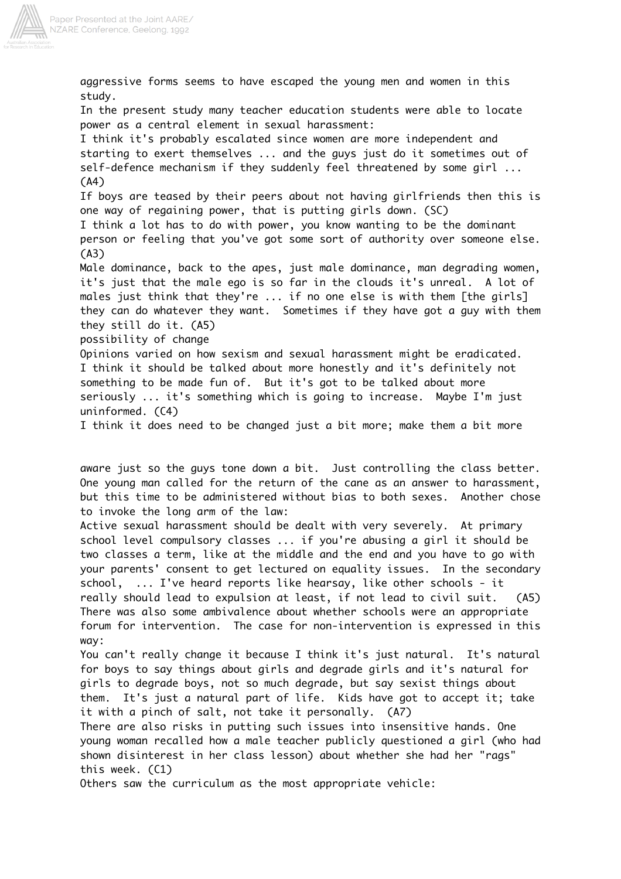aggressive forms seems to have escaped the young men and women in this study.

In the present study many teacher education students were able to locate power as a central element in sexual harassment:

I think it's probably escalated since women are more independent and starting to exert themselves ... and the guys just do it sometimes out of self-defence mechanism if they suddenly feel threatened by some girl ... (A4)

If boys are teased by their peers about not having girlfriends then this is one way of regaining power, that is putting girls down. (SC)

I think a lot has to do with power, you know wanting to be the dominant person or feeling that you've got some sort of authority over someone else. (A3)

Male dominance, back to the apes, just male dominance, man degrading women, it's just that the male ego is so far in the clouds it's unreal. A lot of males just think that they're ... if no one else is with them [the girls] they can do whatever they want. Sometimes if they have got a guy with them they still do it. (A5)

possibility of change

Opinions varied on how sexism and sexual harassment might be eradicated.

I think it should be talked about more honestly and it's definitely not something to be made fun of. But it's got to be talked about more seriously ... it's something which is going to increase. Maybe I'm just uninformed. (C4)

I think it does need to be changed just a bit more; make them a bit more aware just so the guys tone down a bit. Just controlling the class better.

One young man called for the return of the cane as an answer to harassment, but this time to be administered without bias to both sexes. Another chose to invoke the long arm of the law:

Active sexual harassment should be dealt with very severely. At primary school level compulsory classes ... if you're abusing a girl it should be two classes a term, like at the middle and the end and you have to go with your parents' consent to get lectured on equality issues. In the secondary school, ... I've heard reports like hearsay, like other schools - it really should lead to expulsion at least, if not lead to civil suit. (A5)

There was also some ambivalence about whether schools were an appropriate forum for intervention. The case for non-intervention is expressed in this way:

You can't really change it because I think it's just natural. It's natural for boys to say things about girls and degrade girls and it's natural for girls to degrade boys, not so much degrade, but say sexist things about them. It's just a natural part of life. Kids have got to accept it; take it with a pinch of salt, not take it personally. (A7)

There are also risks in putting such issues into insensitive hands. One young woman recalled how a male teacher publicly questioned a girl (who had shown disinterest in her class lesson) about whether she had her "rags" this week. (C1)

Others saw the curriculum as the most appropriate vehicle: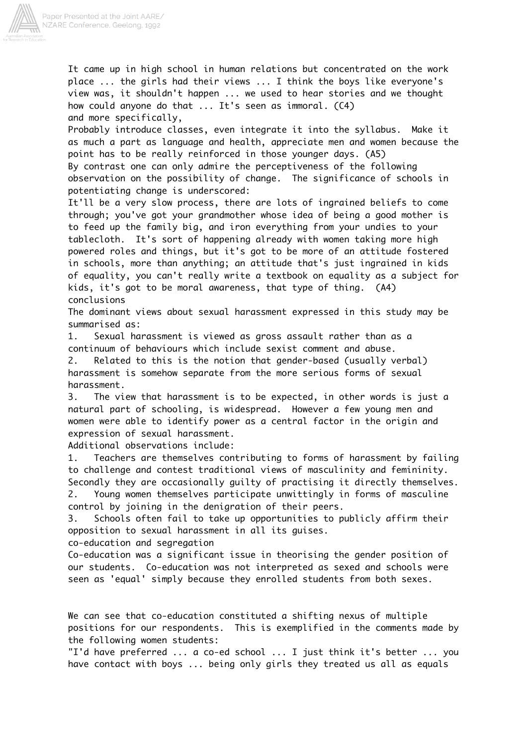It came up in high school in human relations but concentrated on the work place ... the girls had their views ... I think the boys like everyone's view was, it shouldn't happen ... we used to hear stories and we thought how could anyone do that ... It's seen as immoral. (C4)

and more specifically,

Probably introduce classes, even integrate it into the syllabus. Make it as much a part as language and health, appreciate men and women because the point has to be really reinforced in those younger days. (A5)

By contrast one can only admire the perceptiveness of the following observation on the possibility of change. The significance of schools in potentiating change is underscored:

It'll be a very slow process, there are lots of ingrained beliefs to come through; you've got your grandmother whose idea of being a good mother is to feed up the family big, and iron everything from your undies to your tablecloth. It's sort of happening already with women taking more high powered roles and things, but it's got to be more of an attitude fostered in schools, more than anything; an attitude that's just ingrained in kids of equality, you can't really write a textbook on equality as a subject for kids, it's got to be moral awareness, that type of thing. (A4)

## conclusions

The dominant views about sexual harassment expressed in this study may be summarised as:

1. Sexual harassment is viewed as gross assault rather than as a continuum of behaviours which include sexist comment and abuse.
2. Related to this is the notion that gender-based (usually verbal) harassment is somehow separate from the more serious forms of sexual harassment.
3. The view that harassment is to be expected, in other words is just a natural part of schooling, is widespread. However a few young men and women were able to identify power as a central factor in the origin and expression of sexual harassment.

Additional observations include:

1. Teachers are themselves contributing to forms of harassment by failing to challenge and contest traditional views of masculinity and femininity. Secondly they are occasionally guilty of practising it directly themselves.
2. Young women themselves participate unwittingly in forms of masculine control by joining in the denigration of their peers.
3. Schools often fail to take up opportunities to publicly affirm their opposition to sexual harassment in all its guises.

## co-education and segregation

Co-education was a significant issue in theorising the gender position of our students. Co-education was not interpreted as sexed and schools were seen as 'equal' simply because they enrolled students from both sexes.

We can see that co-education constituted a shifting nexus of multiple positions for our respondents. This is exemplified in the comments made by the following women students:

"I'd have preferred ... a co-ed school ... I just think it's better ... you have contact with boys ... being only girls they treated us all as equals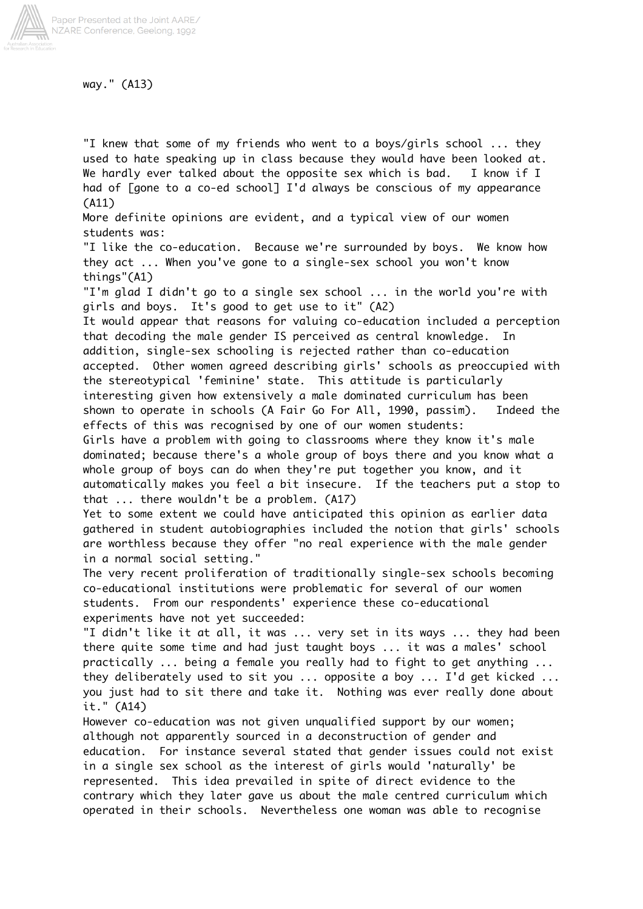way." (A13)

"I knew that some of my friends who went to a boys/girls school ... they used to hate speaking up in class because they would have been looked at. We hardly ever talked about the opposite sex which is bad. I know if I had of [gone to a co-ed school] I'd always be conscious of my appearance (A11)

More definite opinions are evident, and a typical view of our women students was:

"I like the co-education. Because we're surrounded by boys. We know how they act ... When you've gone to a single-sex school you won't know things"(A1)

"I'm glad I didn't go to a single sex school ... in the world you're with girls and boys. It's good to get use to it" (A2)

It would appear that reasons for valuing co-education included a perception that decoding the male gender IS perceived as central knowledge. In addition, single-sex schooling is rejected rather than co-education accepted. Other women agreed describing girls' schools as preoccupied with the stereotypical 'feminine' state. This attitude is particularly interesting given how extensively a male dominated curriculum has been shown to operate in schools (A Fair Go For All, 1990, passim). Indeed the effects of this was recognised by one of our women students:

Girls have a problem with going to classrooms where they know it's male dominated; because there's a whole group of boys there and you know what a whole group of boys can do when they're put together you know, and it automatically makes you feel a bit insecure. If the teachers put a stop to that ... there wouldn't be a problem. (A17)

Yet to some extent we could have anticipated this opinion as earlier data gathered in student autobiographies included the notion that girls' schools are worthless because they offer "no real experience with the male gender in a normal social setting."

The very recent proliferation of traditionally single-sex schools becoming co-educational institutions were problematic for several of our women students. From our respondents' experience these co-educational experiments have not yet succeeded:

"I didn't like it at all, it was ... very set in its ways ... they had been there quite some time and had just taught boys ... it was a males' school practically ... being a female you really had to fight to get anything ... they deliberately used to sit you ... opposite a boy ... I'd get kicked ... you just had to sit there and take it. Nothing was ever really done about it." (A14)

However co-education was not given unqualified support by our women; although not apparently sourced in a deconstruction of gender and education. For instance several stated that gender issues could not exist in a single sex school as the interest of girls would 'naturally' be represented. This idea prevailed in spite of direct evidence to the contrary which they later gave us about the male centred curriculum which operated in their schools. Nevertheless one woman was able to recognise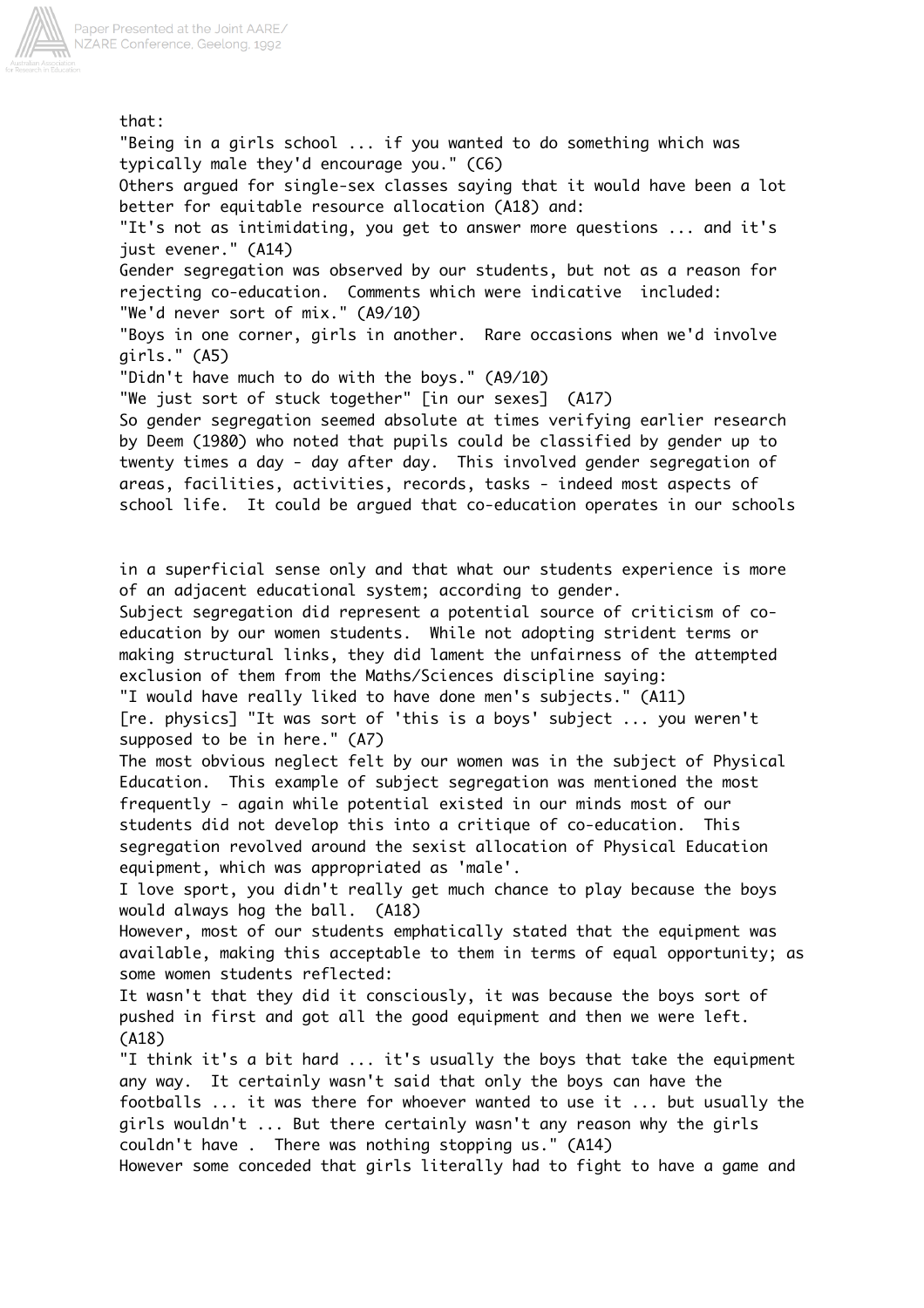that:

"Being in a girls school ... if you wanted to do something which was typically male they'd encourage you." (C6)

Others argued for single-sex classes saying that it would have been a lot better for equitable resource allocation (A18) and:

"It's not as intimidating, you get to answer more questions ... and it's just evener." (A14)

Gender segregation was observed by our students, but not as a reason for rejecting co-education. Comments which were indicative included:

"We'd never sort of mix." (A9/10)

"Boys in one corner, girls in another. Rare occasions when we'd involve girls." (A5)

"Didn't have much to do with the boys." (A9/10)

"We just sort of stuck together" [in our sexes] (A17)

So gender segregation seemed absolute at times verifying earlier research by Deem (1980) who noted that pupils could be classified by gender up to twenty times a day - day after day. This involved gender segregation of areas, facilities, activities, records, tasks - indeed most aspects of school life. It could be argued that co-education operates in our schools in a superficial sense only and that what our students experience is more of an adjacent educational system; according to gender.

Subject segregation did represent a potential source of criticism of co-education by our women students. While not adopting strident terms or making structural links, they did lament the unfairness of the attempted exclusion of them from the Maths/Sciences discipline saying:

"I would have really liked to have done men's subjects." (A11)

[re. physics] "It was sort of 'this is a boys' subject ... you weren't supposed to be in here." (A7)

The most obvious neglect felt by our women was in the subject of Physical Education. This example of subject segregation was mentioned the most frequently - again while potential existed in our minds most of our students did not develop this into a critique of co-education. This segregation revolved around the sexist allocation of Physical Education equipment, which was appropriated as 'male'.

I love sport, you didn't really get much chance to play because the boys would always hog the ball. (A18)

However, most of our students emphatically stated that the equipment was available, making this acceptable to them in terms of equal opportunity; as some women students reflected:

It wasn't that they did it consciously, it was because the boys sort of pushed in first and got all the good equipment and then we were left. (A18)

"I think it's a bit hard ... it's usually the boys that take the equipment any way. It certainly wasn't said that only the boys can have the footballs ... it was there for whoever wanted to use it ... but usually the girls wouldn't ... But there certainly wasn't any reason why the girls couldn't have . There was nothing stopping us." (A14)

However some conceded that girls literally had to fight to have a game and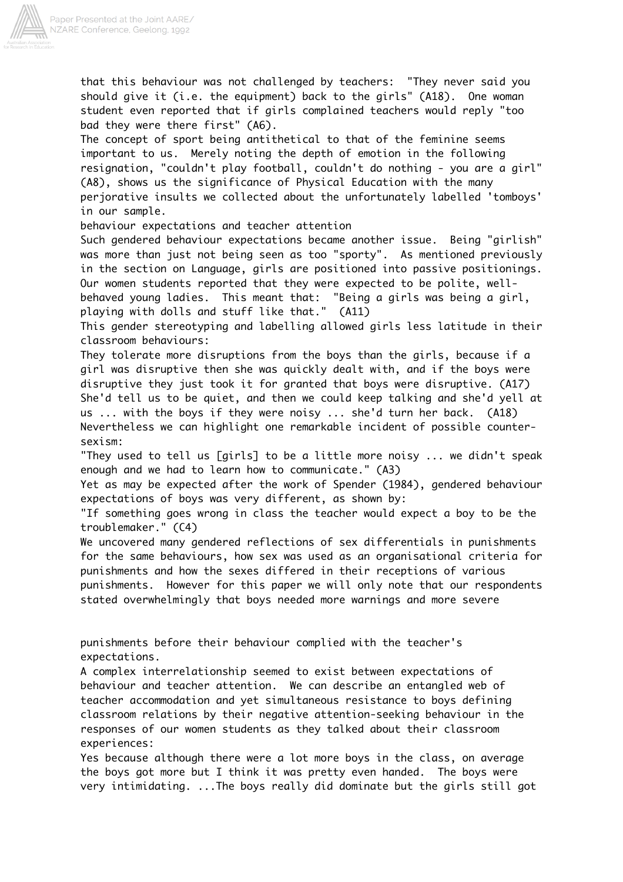that this behaviour was not challenged by teachers: "They never said you should give it (i.e. the equipment) back to the girls" (A18). One woman student even reported that if girls complained teachers would reply "too bad they were there first" (A6).

The concept of sport being antithetical to that of the feminine seems important to us. Merely noting the depth of emotion in the following resignation, "couldn't play football, couldn't do nothing - you are a girl" (A8), shows us the significance of Physical Education with the many perjorative insults we collected about the unfortunately labelled 'tomboys' in our sample.

behaviour expectations and teacher attention

Such gendered behaviour expectations became another issue. Being "girlish" was more than just not being seen as too "sporty". As mentioned previously in the section on Language, girls are positioned into passive positionings. Our women students reported that they were expected to be polite, well-behaved young ladies. This meant that: "Being a girls was being a girl, playing with dolls and stuff like that." (A11)

This gender stereotyping and labelling allowed girls less latitude in their classroom behaviours:

They tolerate more disruptions from the boys than the girls, because if a girl was disruptive then she was quickly dealt with, and if the boys were disruptive they just took it for granted that boys were disruptive. (A17)

She'd tell us to be quiet, and then we could keep talking and she'd yell at us ... with the boys if they were noisy ... she'd turn her back. (A18)

Nevertheless we can highlight one remarkable incident of possible counter-sexism:

"They used to tell us [girls] to be a little more noisy ... we didn't speak enough and we had to learn how to communicate." (A3)

Yet as may be expected after the work of Spender (1984), gendered behaviour expectations of boys was very different, as shown by:

"If something goes wrong in class the teacher would expect a boy to be the troublemaker." (C4)

We uncovered many gendered reflections of sex differentials in punishments for the same behaviours, how sex was used as an organisational criteria for punishments and how the sexes differed in their receptions of various punishments. However for this paper we will only note that our respondents stated overwhelmingly that boys needed more warnings and more severe punishments before their behaviour complied with the teacher's expectations.

A complex interrelationship seemed to exist between expectations of behaviour and teacher attention. We can describe an entangled web of teacher accommodation and yet simultaneous resistance to boys defining classroom relations by their negative attention-seeking behaviour in the responses of our women students as they talked about their classroom experiences:

Yes because although there were a lot more boys in the class, on average the boys got more but I think it was pretty even handed. The boys were very intimidating. ...The boys really did dominate but the girls still got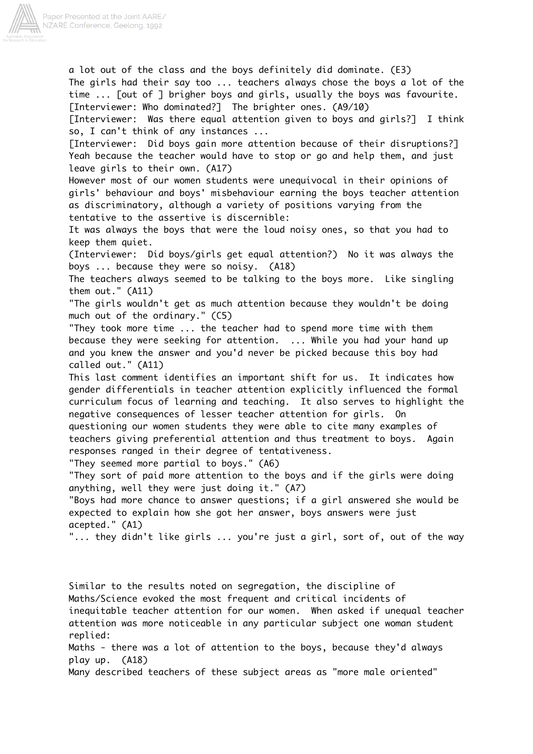a lot out of the class and the boys definitely did dominate. (E3)

The girls had their say too ... teachers always chose the boys a lot of the time ... [out of ] brigher boys and girls, usually the boys was favourite. [Interviewer: Who dominated?] The brighter ones. (A9/10)

[Interviewer: Was there equal attention given to boys and girls?] I think so, I can't think of any instances ...

[Interviewer: Did boys gain more attention because of their disruptions?] Yeah because the teacher would have to stop or go and help them, and just leave girls to their own. (A17)

However most of our women students were unequivocal in their opinions of girls' behaviour and boys' misbehaviour earning the boys teacher attention as discriminatory, although a variety of positions varying from the tentative to the assertive is discernible:

It was always the boys that were the loud noisy ones, so that you had to keep them quiet.

(Interviewer: Did boys/girls get equal attention?) No it was always the boys ... because they were so noisy. (A18)

The teachers always seemed to be talking to the boys more. Like singling them out." (A11)

"The girls wouldn't get as much attention because they wouldn't be doing much out of the ordinary." (C5)

"They took more time ... the teacher had to spend more time with them because they were seeking for attention. ... While you had your hand up and you knew the answer and you'd never be picked because this boy had called out." (A11)

This last comment identifies an important shift for us. It indicates how gender differentials in teacher attention explicitly influenced the formal curriculum focus of learning and teaching. It also serves to highlight the negative consequences of lesser teacher attention for girls. On questioning our women students they were able to cite many examples of teachers giving preferential attention and thus treatment to boys. Again responses ranged in their degree of tentativeness.

"They seemed more partial to boys." (A6)

"They sort of paid more attention to the boys and if the girls were doing anything, well they were just doing it." (A7)

"Boys had more chance to answer questions; if a girl answered she would be expected to explain how she got her answer, boys answers were just acepted." (A1)

"... they didn't like girls ... you're just a girl, sort of, out of the way

Similar to the results noted on segregation, the discipline of Maths/Science evoked the most frequent and critical incidents of inequitable teacher attention for our women. When asked if unequal teacher attention was more noticeable in any particular subject one woman student replied:

Maths - there was a lot of attention to the boys, because they'd always play up. (A18)

Many described teachers of these subject areas as "more male oriented"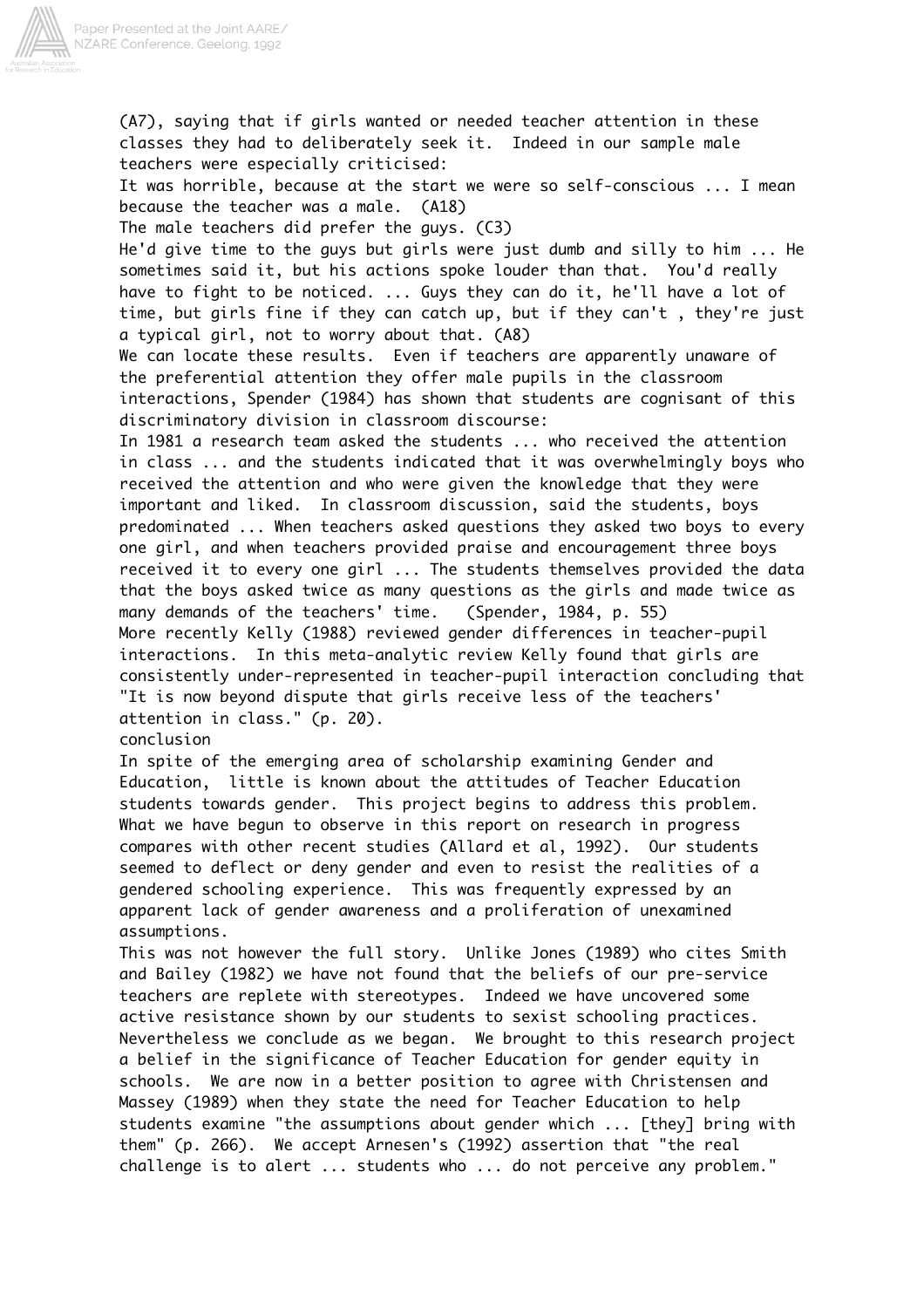(A7), saying that if girls wanted or needed teacher attention in these classes they had to deliberately seek it. Indeed in our sample male teachers were especially criticised:

It was horrible, because at the start we were so self-conscious ... I mean because the teacher was a male. (A18)

The male teachers did prefer the guys. (C3)

He'd give time to the guys but girls were just dumb and silly to him ... He sometimes said it, but his actions spoke louder than that. You'd really have to fight to be noticed. ... Guys they can do it, he'll have a lot of time, but girls fine if they can catch up, but if they can't , they're just a typical girl, not to worry about that. (A8)

We can locate these results. Even if teachers are apparently unaware of the preferential attention they offer male pupils in the classroom interactions, Spender (1984) has shown that students are cognisant of this discriminatory division in classroom discourse:

In 1981 a research team asked the students ... who received the attention in class ... and the students indicated that it was overwhelmingly boys who received the attention and who were given the knowledge that they were important and liked. In classroom discussion, said the students, boys predominated ... When teachers asked questions they asked two boys to every one girl, and when teachers provided praise and encouragement three boys received it to every one girl ... The students themselves provided the data that the boys asked twice as many questions as the girls and made twice as many demands of the teachers' time. (Spender, 1984, p. 55)

More recently Kelly (1988) reviewed gender differences in teacher-pupil interactions. In this meta-analytic review Kelly found that girls are consistently under-represented in teacher-pupil interaction concluding that "It is now beyond dispute that girls receive less of the teachers' attention in class." (p. 20).

## conclusion

In spite of the emerging area of scholarship examining Gender and Education, little is known about the attitudes of Teacher Education students towards gender. This project begins to address this problem. What we have begun to observe in this report on research in progress compares with other recent studies (Allard et al, 1992). Our students seemed to deflect or deny gender and even to resist the realities of a gendered schooling experience. This was frequently expressed by an apparent lack of gender awareness and a proliferation of unexamined assumptions.

This was not however the full story. Unlike Jones (1989) who cites Smith and Bailey (1982) we have not found that the beliefs of our pre-service teachers are replete with stereotypes. Indeed we have uncovered some active resistance shown by our students to sexist schooling practices. Nevertheless we conclude as we began. We brought to this research project a belief in the significance of Teacher Education for gender equity in schools. We are now in a better position to agree with Christensen and Massey (1989) when they state the need for Teacher Education to help students examine "the assumptions about gender which ... [they] bring with them" (p. 266). We accept Arnesen's (1992) assertion that "the real challenge is to alert ... students who ... do not perceive any problem."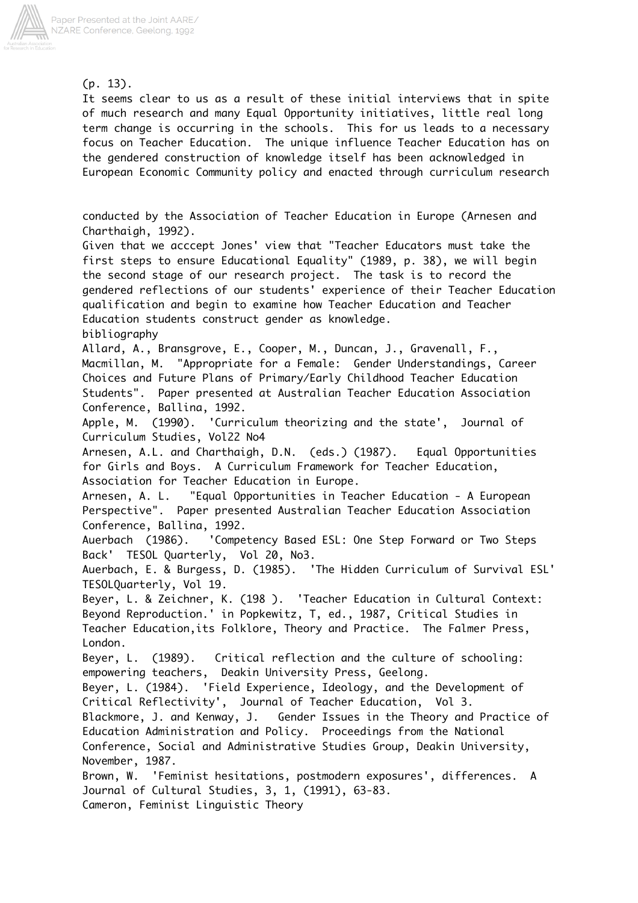(p. 13).

It seems clear to us as a result of these initial interviews that in spite of much research and many Equal Opportunity initiatives, little real long term change is occurring in the schools. This for us leads to a necessary focus on Teacher Education. The unique influence Teacher Education has on the gendered construction of knowledge itself has been acknowledged in European Economic Community policy and enacted through curriculum research conducted by the Association of Teacher Education in Europe (Arnesen and Charthaigh, 1992).

Given that we acccept Jones' view that "Teacher Educators must take the first steps to ensure Educational Equality" (1989, p. 38), we will begin the second stage of our research project. The task is to record the gendered reflections of our students' experience of their Teacher Education qualification and begin to examine how Teacher Education and Teacher Education students construct gender as knowledge.

## bibliography

Allard, A., Bransgrove, E., Cooper, M., Duncan, J., Gravenall, F., Macmillan, M. "Appropriate for a Female: Gender Understandings, Career Choices and Future Plans of Primary/Early Childhood Teacher Education Students". Paper presented at Australian Teacher Education Association Conference, Ballina, 1992.

Apple, M. (1990). 'Curriculum theorizing and the state', Journal of Curriculum Studies, Vol22 No4

Arnesen, A.L. and Charthaigh, D.N. (eds.) (1987). Equal Opportunities for Girls and Boys. A Curriculum Framework for Teacher Education, Association for Teacher Education in Europe.

Arnesen, A. L. "Equal Opportunities in Teacher Education - A European Perspective". Paper presented Australian Teacher Education Association Conference, Ballina, 1992.

Auerbach (1986). 'Competency Based ESL: One Step Forward or Two Steps Back' TESOL Quarterly, Vol 20, No3.

Auerbach, E. & Burgess, D. (1985). 'The Hidden Curriculum of Survival ESL' TESOLQuarterly, Vol 19.

Beyer, L. & Zeichner, K. (198 ). 'Teacher Education in Cultural Context: Beyond Reproduction.' in Popkewitz, T, ed., 1987, Critical Studies in Teacher Education,its Folklore, Theory and Practice. The Falmer Press, London.

Beyer, L. (1989). Critical reflection and the culture of schooling: empowering teachers, Deakin University Press, Geelong.

Beyer, L. (1984). 'Field Experience, Ideology, and the Development of Critical Reflectivity', Journal of Teacher Education, Vol 3.

Blackmore, J. and Kenway, J. Gender Issues in the Theory and Practice of Education Administration and Policy. Proceedings from the National Conference, Social and Administrative Studies Group, Deakin University, November, 1987.

Brown, W. 'Feminist hesitations, postmodern exposures', differences. A Journal of Cultural Studies, 3, 1, (1991), 63-83.

Cameron, Feminist Linguistic Theory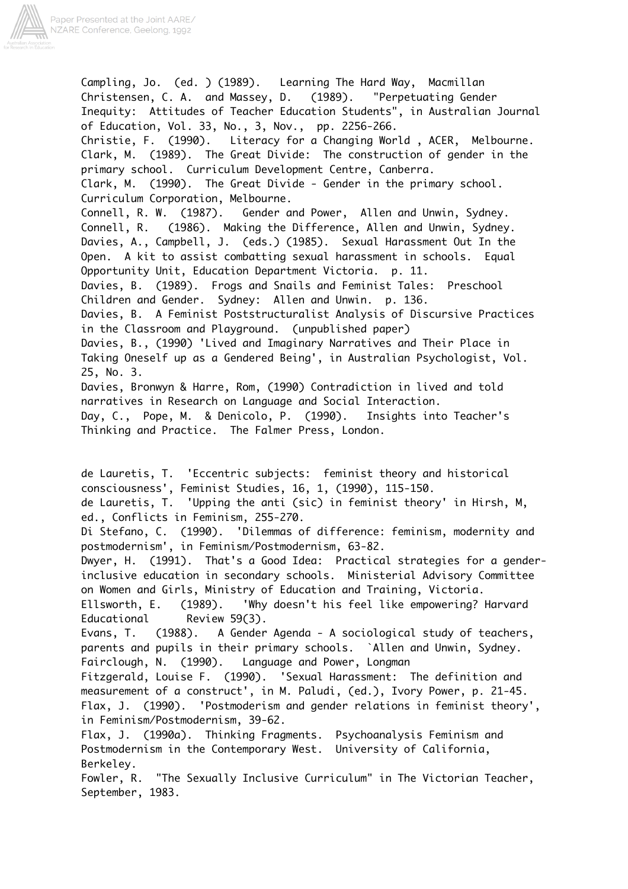Campling, Jo. (ed. ) (1989). Learning The Hard Way, Macmillan
Christensen, C. A. and Massey, D. (1989). "Perpetuating Gender Inequity: Attitudes of Teacher Education Students", in Australian Journal of Education, Vol. 33, No., 3, Nov., pp. 2256-266.
Christie, F. (1990). Literacy for a Changing World , ACER, Melbourne.
Clark, M. (1989). The Great Divide: The construction of gender in the primary school. Curriculum Development Centre, Canberra.
Clark, M. (1990). The Great Divide - Gender in the primary school. Curriculum Corporation, Melbourne.
Connell, R. W. (1987). Gender and Power, Allen and Unwin, Sydney.
Connell, R. (1986). Making the Difference, Allen and Unwin, Sydney.
Davies, A., Campbell, J. (eds.) (1985). Sexual Harassment Out In the Open. A kit to assist combatting sexual harassment in schools. Equal Opportunity Unit, Education Department Victoria. p. 11.
Davies, B. (1989). Frogs and Snails and Feminist Tales: Preschool Children and Gender. Sydney: Allen and Unwin. p. 136.
Davies, B. A Feminist Poststructuralist Analysis of Discursive Practices in the Classroom and Playground. (unpublished paper)
Davies, B., (1990) 'Lived and Imaginary Narratives and Their Place in Taking Oneself up as a Gendered Being', in Australian Psychologist, Vol. 25, No. 3.
Davies, Bronwyn & Harre, Rom, (1990) Contradiction in lived and told narratives in Research on Language and Social Interaction.
Day, C., Pope, M. & Denicolo, P. (1990). Insights into Teacher's Thinking and Practice. The Falmer Press, London.

de Lauretis, T. 'Eccentric subjects: feminist theory and historical consciousness', Feminist Studies, 16, 1, (1990), 115-150.
de Lauretis, T. 'Upping the anti (sic) in feminist theory' in Hirsh, M, ed., Conflicts in Feminism, 255-270.
Di Stefano, C. (1990). 'Dilemmas of difference: feminism, modernity and postmodernism', in Feminism/Postmodernism, 63-82.
Dwyer, H. (1991). That's a Good Idea: Practical strategies for a gender-inclusive education in secondary schools. Ministerial Advisory Committee on Women and Girls, Ministry of Education and Training, Victoria.
Ellsworth, E. (1989). 'Why doesn't his feel like empowering? Harvard Educational Review 59(3).
Evans, T. (1988). A Gender Agenda - A sociological study of teachers, parents and pupils in their primary schools. `Allen and Unwin, Sydney.
Fairclough, N. (1990). Language and Power, Longman
Fitzgerald, Louise F. (1990). 'Sexual Harassment: The definition and measurement of a construct', in M. Paludi, (ed.), Ivory Power, p. 21-45.
Flax, J. (1990). 'Postmoderism and gender relations in feminist theory', in Feminism/Postmodernism, 39-62.
Flax, J. (1990a). Thinking Fragments. Psychoanalysis Feminism and Postmodernism in the Contemporary West. University of California, Berkeley.
Fowler, R. "The Sexually Inclusive Curriculum" in The Victorian Teacher, September, 1983.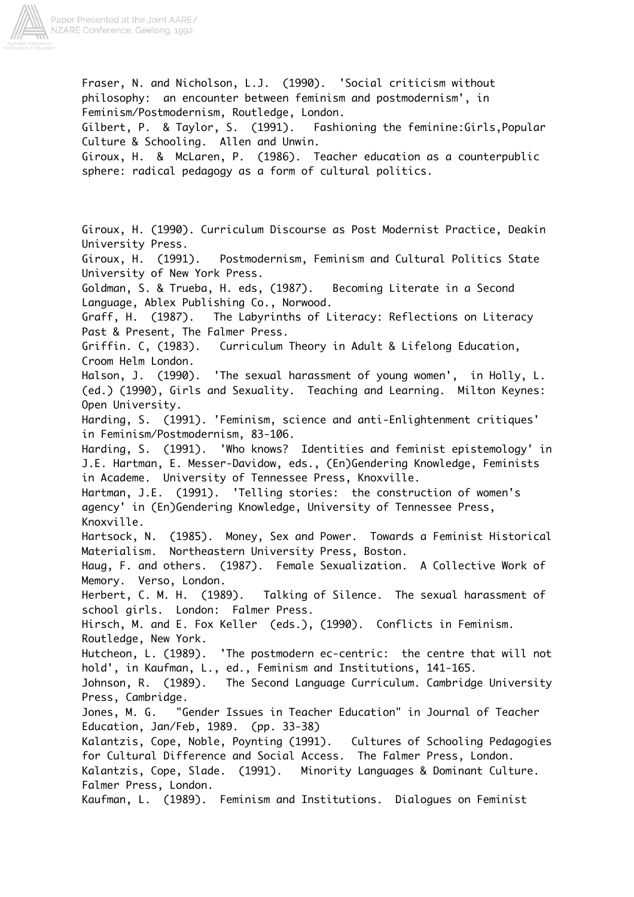Fraser, N. and Nicholson, L.J. (1990). 'Social criticism without philosophy: an encounter between feminism and postmodernism', in Feminism/Postmodernism, Routledge, London.

Gilbert, P. & Taylor, S. (1991). Fashioning the feminine:Girls,Popular Culture & Schooling. Allen and Unwin.

Giroux, H. & McLaren, P. (1986). Teacher education as a counterpublic sphere: radical pedagogy as a form of cultural politics.

Giroux, H. (1990). Curriculum Discourse as Post Modernist Practice, Deakin University Press.

Giroux, H. (1991). Postmodernism, Feminism and Cultural Politics State University of New York Press.

Goldman, S. & Trueba, H. eds, (1987). Becoming Literate in a Second Language, Ablex Publishing Co., Norwood.

Graff, H. (1987). The Labyrinths of Literacy: Reflections on Literacy Past & Present, The Falmer Press.

Griffin. C, (1983). Curriculum Theory in Adult & Lifelong Education, Croom Helm London.

Halson, J. (1990). 'The sexual harassment of young women', in Holly, L. (ed.) (1990), Girls and Sexuality. Teaching and Learning. Milton Keynes: Open University.

Harding, S. (1991). 'Feminism, science and anti-Enlightenment critiques' in Feminism/Postmodernism, 83-106.

Harding, S. (1991). 'Who knows? Identities and feminist epistemology' in J.E. Hartman, E. Messer-Davidow, eds., (En)Gendering Knowledge, Feminists in Academe. University of Tennessee Press, Knoxville.

Hartman, J.E. (1991). 'Telling stories: the construction of women's agency' in (En)Gendering Knowledge, University of Tennessee Press, Knoxville.

Hartsock, N. (1985). Money, Sex and Power. Towards a Feminist Historical Materialism. Northeastern University Press, Boston.

Haug, F. and others. (1987). Female Sexualization. A Collective Work of Memory. Verso, London.

Herbert, C. M. H. (1989). Talking of Silence. The sexual harassment of school girls. London: Falmer Press.

Hirsch, M. and E. Fox Keller (eds.), (1990). Conflicts in Feminism. Routledge, New York.

Hutcheon, L. (1989). 'The postmodern ec-centric: the centre that will not hold', in Kaufman, L., ed., Feminism and Institutions, 141-165.

Johnson, R. (1989). The Second Language Curriculum. Cambridge University Press, Cambridge.

Jones, M. G. "Gender Issues in Teacher Education" in Journal of Teacher Education, Jan/Feb, 1989. (pp. 33-38)

Kalantzis, Cope, Noble, Poynting (1991). Cultures of Schooling Pedagogies for Cultural Difference and Social Access. The Falmer Press, London.

Kalantzis, Cope, Slade. (1991). Minority Languages & Dominant Culture. Falmer Press, London.

Kaufman, L. (1989). Feminism and Institutions. Dialogues on Feminist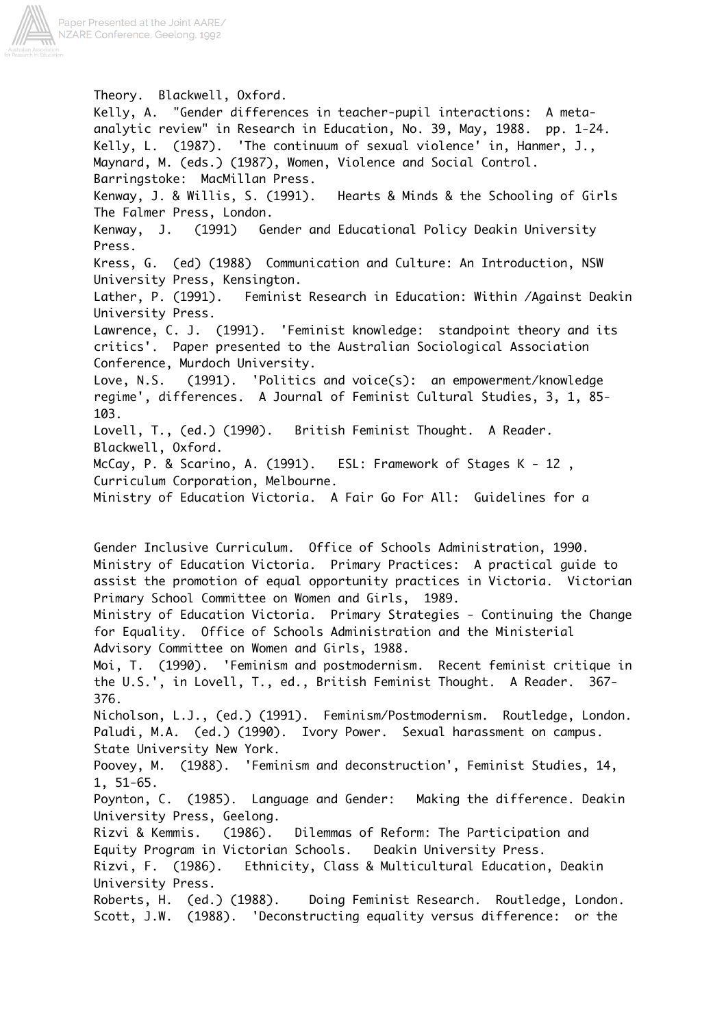Theory. Blackwell, Oxford.

Kelly, A. "Gender differences in teacher-pupil interactions: A meta-analytic review" in Research in Education, No. 39, May, 1988. pp. 1-24.

Kelly, L. (1987). 'The continuum of sexual violence' in, Hanmer, J., Maynard, M. (eds.) (1987), Women, Violence and Social Control. Barringstoke: MacMillan Press.

Kenway, J. & Willis, S. (1991). Hearts & Minds & the Schooling of Girls The Falmer Press, London.

Kenway, J. (1991) Gender and Educational Policy Deakin University Press.

Kress, G. (ed) (1988) Communication and Culture: An Introduction, NSW University Press, Kensington.

Lather, P. (1991). Feminist Research in Education: Within /Against Deakin University Press.

Lawrence, C. J. (1991). 'Feminist knowledge: standpoint theory and its critics'. Paper presented to the Australian Sociological Association Conference, Murdoch University.

Love, N.S. (1991). 'Politics and voice(s): an empowerment/knowledge regime', differences. A Journal of Feminist Cultural Studies, 3, 1, 85-103.

Lovell, T., (ed.) (1990). British Feminist Thought. A Reader. Blackwell, Oxford.

McCay, P. & Scarino, A. (1991). ESL: Framework of Stages K - 12 , Curriculum Corporation, Melbourne.

Ministry of Education Victoria. A Fair Go For All: Guidelines for a Gender Inclusive Curriculum. Office of Schools Administration, 1990.

Ministry of Education Victoria. Primary Practices: A practical guide to assist the promotion of equal opportunity practices in Victoria. Victorian Primary School Committee on Women and Girls, 1989.

Ministry of Education Victoria. Primary Strategies - Continuing the Change for Equality. Office of Schools Administration and the Ministerial Advisory Committee on Women and Girls, 1988.

Moi, T. (1990). 'Feminism and postmodernism. Recent feminist critique in the U.S.', in Lovell, T., ed., British Feminist Thought. A Reader. 367-376.

Nicholson, L.J., (ed.) (1991). Feminism/Postmodernism. Routledge, London.

Paludi, M.A. (ed.) (1990). Ivory Power. Sexual harassment on campus. State University New York.

Poovey, M. (1988). 'Feminism and deconstruction', Feminist Studies, 14, 1, 51-65.

Poynton, C. (1985). Language and Gender: Making the difference. Deakin University Press, Geelong.

Rizvi & Kemmis. (1986). Dilemmas of Reform: The Participation and Equity Program in Victorian Schools. Deakin University Press.

Rizvi, F. (1986). Ethnicity, Class & Multicultural Education, Deakin University Press.

Roberts, H. (ed.) (1988). Doing Feminist Research. Routledge, London.

Scott, J.W. (1988). 'Deconstructing equality versus difference: or the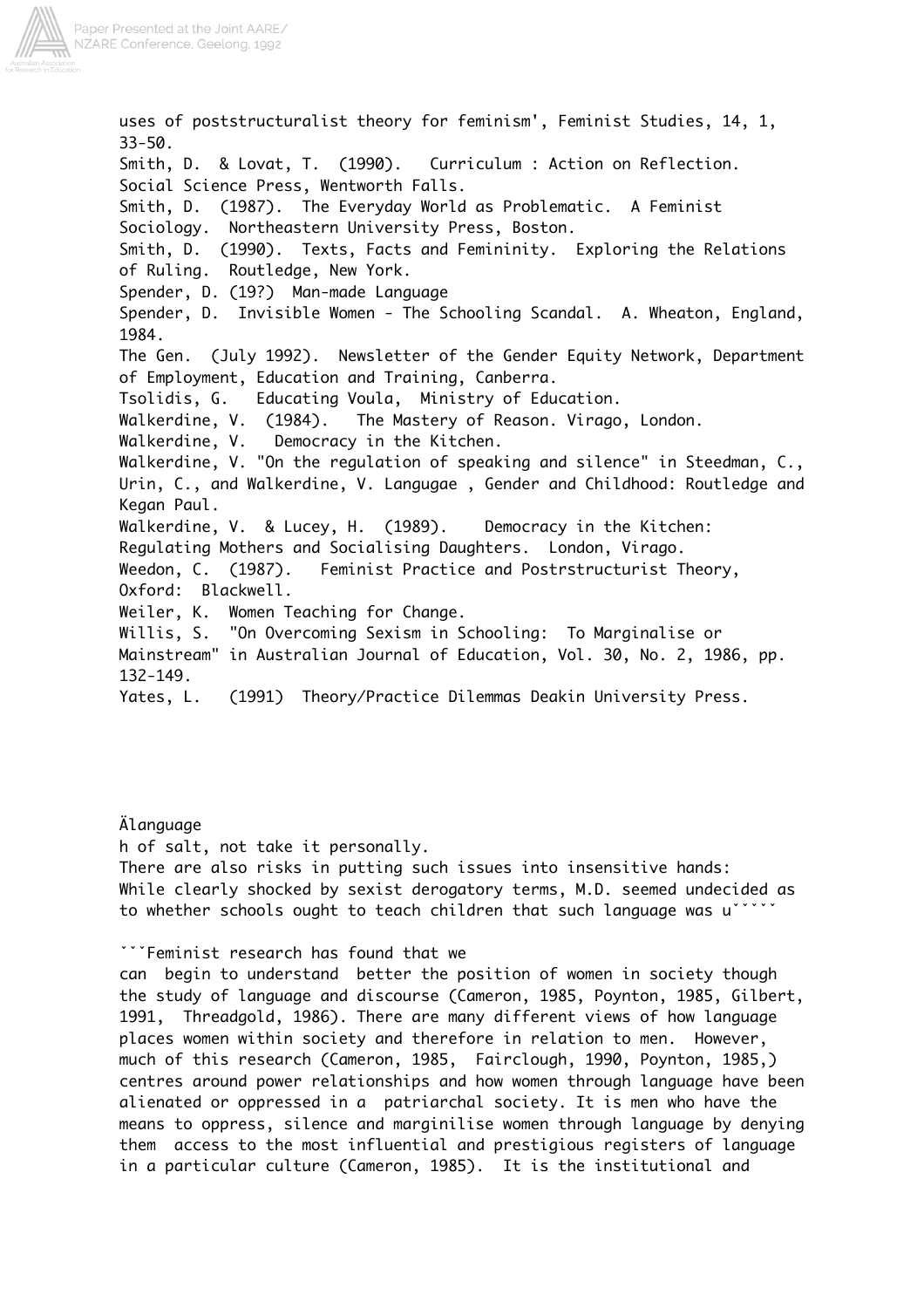uses of poststructuralist theory for feminism', Feminist Studies, 14, 1, 33-50.
Smith, D. & Lovat, T. (1990). Curriculum : Action on Reflection. Social Science Press, Wentworth Falls.
Smith, D. (1987). The Everyday World as Problematic. A Feminist Sociology. Northeastern University Press, Boston.
Smith, D. (1990). Texts, Facts and Femininity. Exploring the Relations of Ruling. Routledge, New York.
Spender, D. (19?) Man-made Language
Spender, D. Invisible Women - The Schooling Scandal. A. Wheaton, England, 1984.
The Gen. (July 1992). Newsletter of the Gender Equity Network, Department of Employment, Education and Training, Canberra.
Tsolidis, G. Educating Voula, Ministry of Education.
Walkerdine, V. (1984). The Mastery of Reason. Virago, London.
Walkerdine, V. Democracy in the Kitchen.
Walkerdine, V. "On the regulation of speaking and silence" in Steedman, C., Urin, C., and Walkerdine, V. Langugae , Gender and Childhood: Routledge and Kegan Paul.
Walkerdine, V. & Lucey, H. (1989). Democracy in the Kitchen: Regulating Mothers and Socialising Daughters. London, Virago.
Weedon, C. (1987). Feminist Practice and Postrstructurist Theory, Oxford: Blackwell.
Weiler, K. Women Teaching for Change.
Willis, S. "On Overcoming Sexism in Schooling: To Marginalise or Mainstream" in Australian Journal of Education, Vol. 30, No. 2, 1986, pp. 132-149.
Yates, L. (1991) Theory/Practice Dilemmas Deakin University Press.

Älanguage
h of salt, not take it personally.
There are also risks in putting such issues into insensitive hands: While clearly shocked by sexist derogatory terms, M.D. seemed undecided as to whether schools ought to teach children that such language was uˇˇˇˇˇ

ˇˇˇFeminist research has found that we can begin to understand better the position of women in society though the study of language and discourse (Cameron, 1985, Poynton, 1985, Gilbert, 1991, Threadgold, 1986). There are many different views of how language places women within society and therefore in relation to men. However, much of this research (Cameron, 1985, Fairclough, 1990, Poynton, 1985,) centres around power relationships and how women through language have been alienated or oppressed in a patriarchal society. It is men who have the means to oppress, silence and marginilise women through language by denying them access to the most influential and prestigious registers of language in a particular culture (Cameron, 1985). It is the institutional and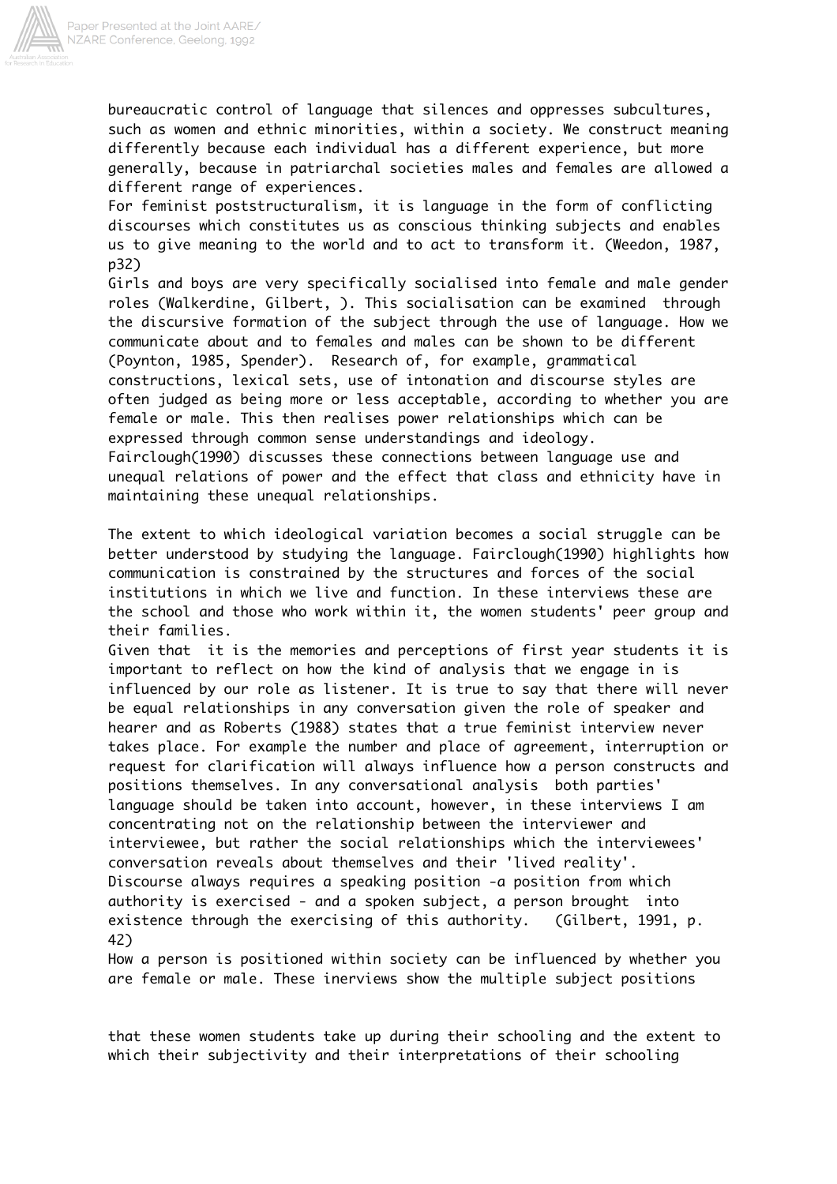bureaucratic control of language that silences and oppresses subcultures, such as women and ethnic minorities, within a society. We construct meaning differently because each individual has a different experience, but more generally, because in patriarchal societies males and females are allowed a different range of experiences.

For feminist poststructuralism, it is language in the form of conflicting discourses which constitutes us as conscious thinking subjects and enables us to give meaning to the world and to act to transform it. (Weedon, 1987, p32)

Girls and boys are very specifically socialised into female and male gender roles (Walkerdine, Gilbert, ). This socialisation can be examined through the discursive formation of the subject through the use of language. How we communicate about and to females and males can be shown to be different (Poynton, 1985, Spender). Research of, for example, grammatical constructions, lexical sets, use of intonation and discourse styles are often judged as being more or less acceptable, according to whether you are female or male. This then realises power relationships which can be expressed through common sense understandings and ideology. Fairclough(1990) discusses these connections between language use and unequal relations of power and the effect that class and ethnicity have in maintaining these unequal relationships.

The extent to which ideological variation becomes a social struggle can be better understood by studying the language. Fairclough(1990) highlights how communication is constrained by the structures and forces of the social institutions in which we live and function. In these interviews these are the school and those who work within it, the women students' peer group and their families.

Given that it is the memories and perceptions of first year students it is important to reflect on how the kind of analysis that we engage in is influenced by our role as listener. It is true to say that there will never be equal relationships in any conversation given the role of speaker and hearer and as Roberts (1988) states that a true feminist interview never takes place. For example the number and place of agreement, interruption or request for clarification will always influence how a person constructs and positions themselves. In any conversational analysis both parties' language should be taken into account, however, in these interviews I am concentrating not on the relationship between the interviewer and interviewee, but rather the social relationships which the interviewees' conversation reveals about themselves and their 'lived reality'.

Discourse always requires a speaking position -a position from which authority is exercised - and a spoken subject, a person brought into existence through the exercising of this authority. (Gilbert, 1991, p. 42)

How a person is positioned within society can be influenced by whether you are female or male. These inerviews show the multiple subject positions

that these women students take up during their schooling and the extent to which their subjectivity and their interpretations of their schooling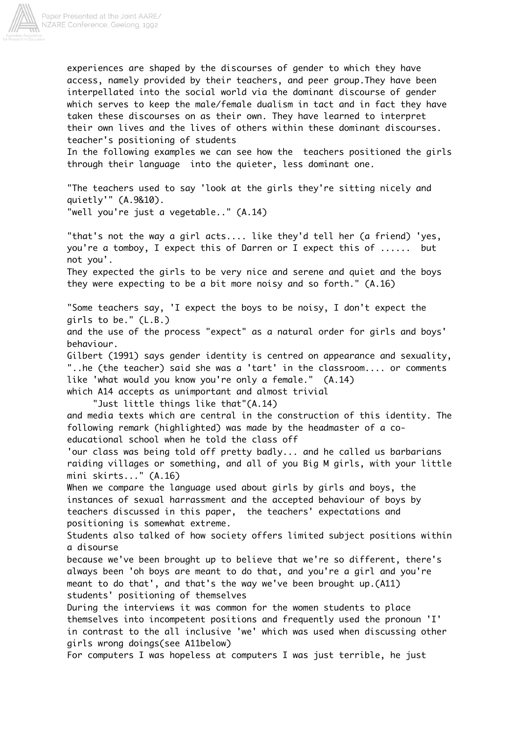experiences are shaped by the discourses of gender to which they have access, namely provided by their teachers, and peer group.They have been interpellated into the social world via the dominant discourse of gender which serves to keep the male/female dualism in tact and in fact they have taken these discourses on as their own. They have learned to interpret their own lives and the lives of others within these dominant discourses.

### teacher's positioning of students

In the following examples we can see how the teachers positioned the girls through their language into the quieter, less dominant one.

"The teachers used to say 'look at the girls they're sitting nicely and quietly'" (A.9&10).
"well you're just a vegetable.." (A.14)

"that's not the way a girl acts.... like they'd tell her (a friend) 'yes, you're a tomboy, I expect this of Darren or I expect this of ...... but not you'.
They expected the girls to be very nice and serene and quiet and the boys they were expecting to be a bit more noisy and so forth." (A.16)

"Some teachers say, 'I expect the boys to be noisy, I don't expect the girls to be." (L.B.)
and the use of the process "expect" as a natural order for girls and boys' behaviour.
Gilbert (1991) says gender identity is centred on appearance and sexuality, "..he (the teacher) said she was a 'tart' in the classroom.... or comments like 'what would you know you're only a female." (A.14)
which A14 accepts as unimportant and almost trivial

"Just little things like that"(A.14)

and media texts which are central in the construction of this identity. The following remark (highlighted) was made by the headmaster of a co-educational school when he told the class off
'our class was being told off pretty badly... and he called us barbarians raiding villages or something, and all of you Big M girls, with your little mini skirts..." (A.16)
When we compare the language used about girls by girls and boys, the instances of sexual harrassment and the accepted behaviour of boys by teachers discussed in this paper, the teachers' expectations and positioning is somewhat extreme.
Students also talked of how society offers limited subject positions within a disourse
because we've been brought up to believe that we're so different, there's always been 'oh boys are meant to do that, and you're a girl and you're meant to do that', and that's the way we've been brought up.(A11)

### students' positioning of themselves

During the interviews it was common for the women students to place themselves into incompetent positions and frequently used the pronoun 'I' in contrast to the all inclusive 'we' which was used when discussing other girls wrong doings(see A11below)
For computers I was hopeless at computers I was just terrible, he just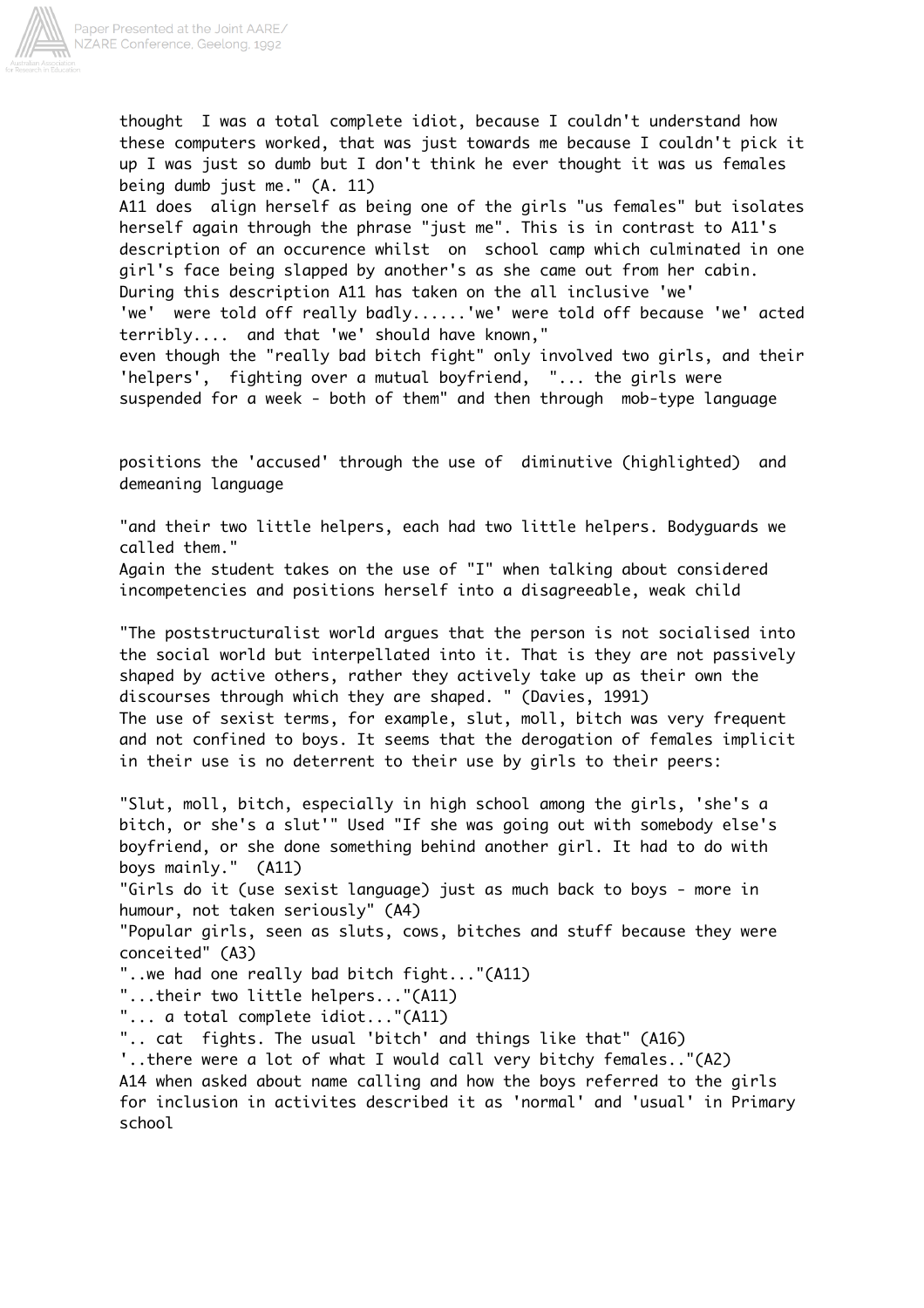thought I was a total complete idiot, because I couldn't understand how these computers worked, that was just towards me because I couldn't pick it up I was just so dumb but I don't think he ever thought it was us females being dumb just me." (A. 11)

A11 does align herself as being one of the girls "us females" but isolates herself again through the phrase "just me". This is in contrast to A11's description of an occurence whilst on school camp which culminated in one girl's face being slapped by another's as she came out from her cabin. During this description A11 has taken on the all inclusive 'we'

'we' were told off really badly......'we' were told off because 'we' acted terribly.... and that 'we' should have known,"

even though the "really bad bitch fight" only involved two girls, and their 'helpers', fighting over a mutual boyfriend, "... the girls were suspended for a week - both of them" and then through mob-type language

positions the 'accused' through the use of diminutive (highlighted) and demeaning language

"and their two little helpers, each had two little helpers. Bodyguards we called them."

Again the student takes on the use of "I" when talking about considered incompetencies and positions herself into a disagreeable, weak child

"The poststructuralist world argues that the person is not socialised into the social world but interpellated into it. That is they are not passively shaped by active others, rather they actively take up as their own the discourses through which they are shaped. " (Davies, 1991)

The use of sexist terms, for example, slut, moll, bitch was very frequent and not confined to boys. It seems that the derogation of females implicit in their use is no deterrent to their use by girls to their peers:

"Slut, moll, bitch, especially in high school among the girls, 'she's a bitch, or she's a slut'" Used "If she was going out with somebody else's boyfriend, or she done something behind another girl. It had to do with boys mainly." (A11)

"Girls do it (use sexist language) just as much back to boys - more in humour, not taken seriously" (A4)

"Popular girls, seen as sluts, cows, bitches and stuff because they were conceited" (A3)

"..we had one really bad bitch fight..."(A11)

"...their two little helpers..."(A11)

"... a total complete idiot..."(A11)

".. cat fights. The usual 'bitch' and things like that" (A16)

'..there were a lot of what I would call very bitchy females.."(A2)

A14 when asked about name calling and how the boys referred to the girls for inclusion in activites described it as 'normal' and 'usual' in Primary school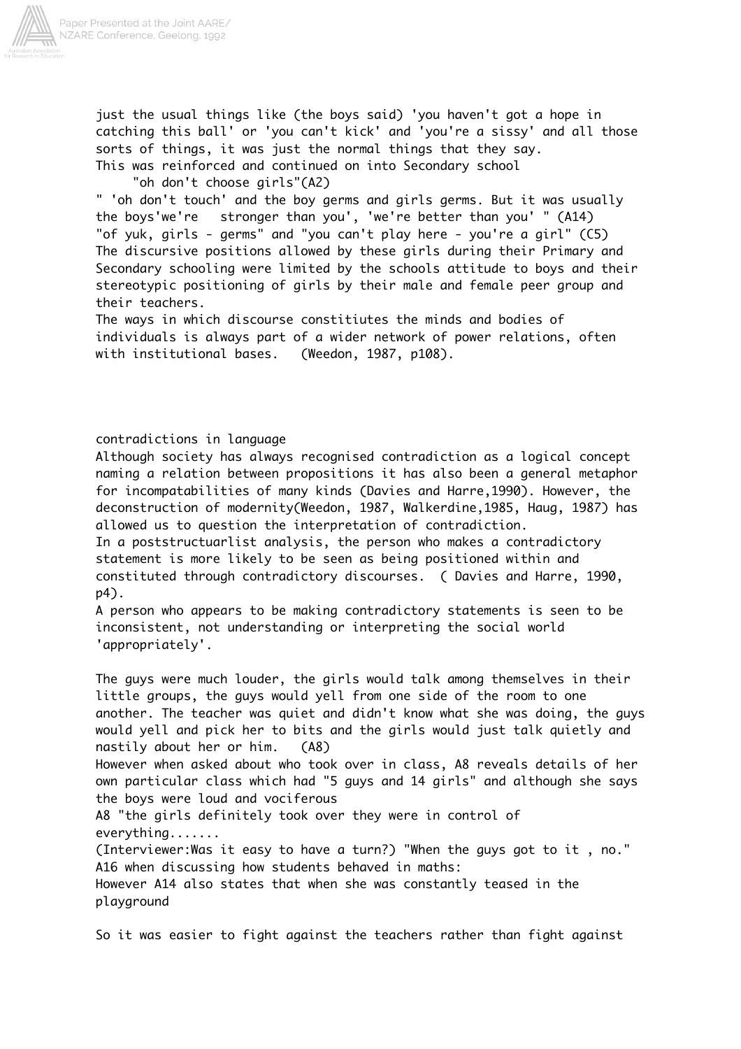just the usual things like (the boys said) 'you haven't got a hope in catching this ball' or 'you can't kick' and 'you're a sissy' and all those sorts of things, it was just the normal things that they say.

This was reinforced and continued on into Secondary school

"oh don't choose girls"(A2)

" 'oh don't touch' and the boy germs and girls germs. But it was usually the boys'we're stronger than you', 'we're better than you' " (A14)

"of yuk, girls - germs" and "you can't play here - you're a girl" (C5)

The discursive positions allowed by these girls during their Primary and Secondary schooling were limited by the schools attitude to boys and their stereotypic positioning of girls by their male and female peer group and their teachers.

The ways in which discourse constitiutes the minds and bodies of individuals is always part of a wider network of power relations, often with institutional bases. (Weedon, 1987, p108).

contradictions in language

Although society has always recognised contradiction as a logical concept naming a relation between propositions it has also been a general metaphor for incompatabilities of many kinds (Davies and Harre,1990). However, the deconstruction of modernity(Weedon, 1987, Walkerdine,1985, Haug, 1987) has allowed us to question the interpretation of contradiction.

In a poststructuarlist analysis, the person who makes a contradictory statement is more likely to be seen as being positioned within and constituted through contradictory discourses. ( Davies and Harre, 1990, p4).

A person who appears to be making contradictory statements is seen to be inconsistent, not understanding or interpreting the social world 'appropriately'.

The guys were much louder, the girls would talk among themselves in their little groups, the guys would yell from one side of the room to one another. The teacher was quiet and didn't know what she was doing, the guys would yell and pick her to bits and the girls would just talk quietly and nastily about her or him. (A8)

However when asked about who took over in class, A8 reveals details of her own particular class which had "5 guys and 14 girls" and although she says the boys were loud and vociferous

A8 "the girls definitely took over they were in control of everything.......

(Interviewer:Was it easy to have a turn?) "When the guys got to it , no."

A16 when discussing how students behaved in maths:

However A14 also states that when she was constantly teased in the playground

So it was easier to fight against the teachers rather than fight against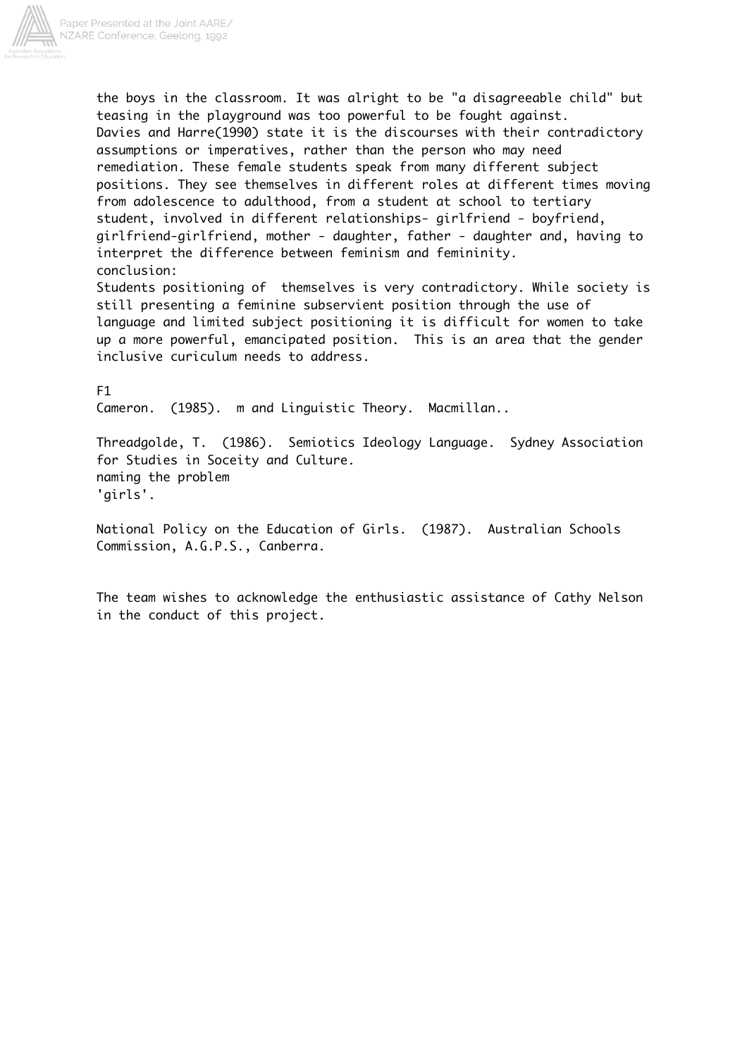the boys in the classroom. It was alright to be "a disagreeable child" but teasing in the playground was too powerful to be fought against.
Davies and Harre(1990) state it is the discourses with their contradictory assumptions or imperatives, rather than the person who may need remediation. These female students speak from many different subject positions. They see themselves in different roles at different times moving from adolescence to adulthood, from a student at school to tertiary student, involved in different relationships- girlfriend - boyfriend, girlfriend-girlfriend, mother - daughter, father - daughter and, having to interpret the difference between feminism and femininity.

conclusion:

Students positioning of themselves is very contradictory. While society is still presenting a feminine subservient position through the use of language and limited subject positioning it is difficult for women to take up a more powerful, emancipated position. This is an area that the gender inclusive curiculum needs to address.

F1

Cameron. (1985). m and Linguistic Theory. Macmillan..

Threadgolde, T. (1986). Semiotics Ideology Language. Sydney Association for Studies in Soceity and Culture.
naming the problem
'girls'.

National Policy on the Education of Girls. (1987). Australian Schools Commission, A.G.P.S., Canberra.

The team wishes to acknowledge the enthusiastic assistance of Cathy Nelson in the conduct of this project.